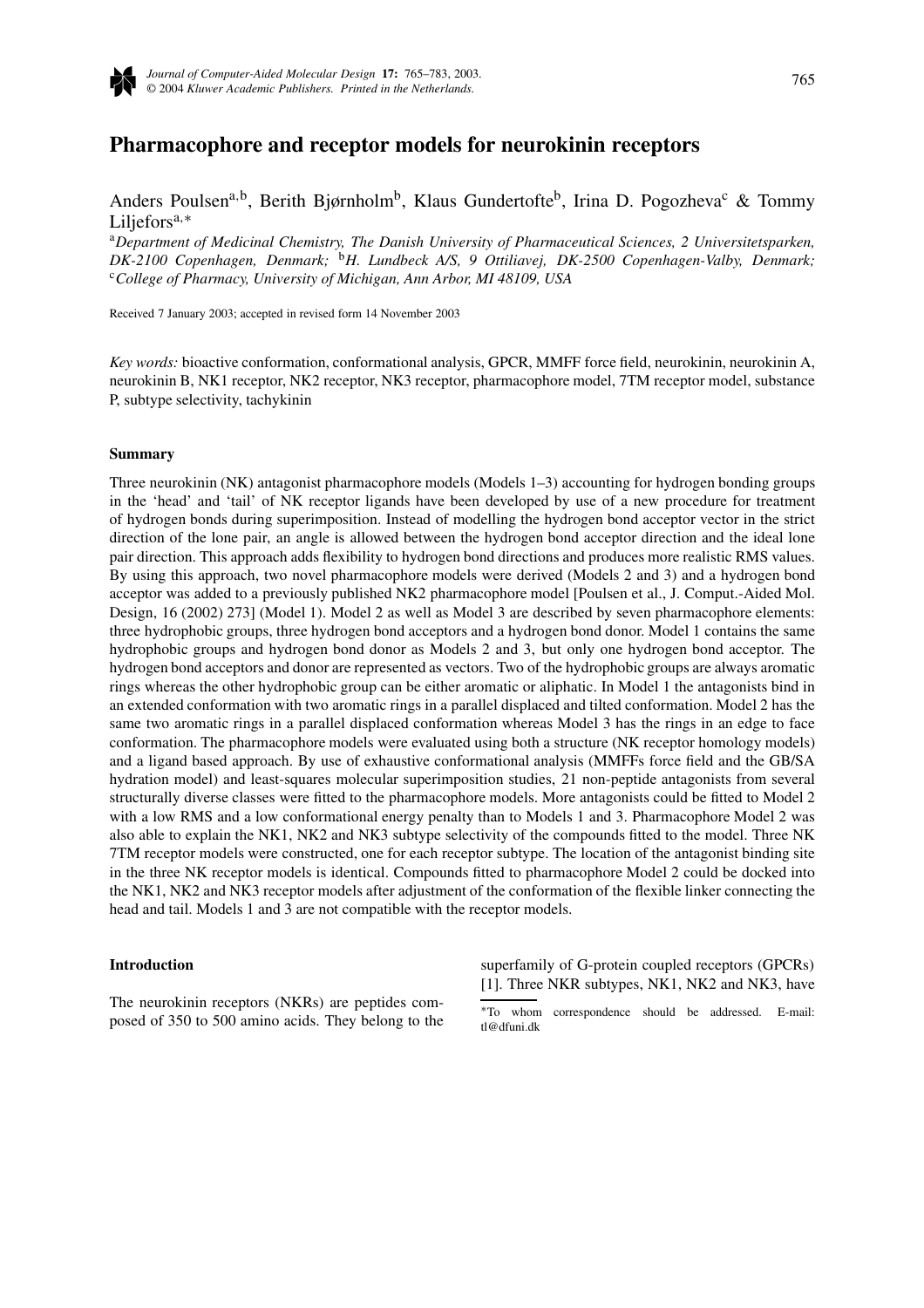# Pharmacophore and receptor models for neurokinin receptors

Anders Poulsen[a,b], Berith Bjørnholm[b], Klaus Gundertofte[b], Irina D. Pogozheva[c] & Tommy Liljefors[a,*]

[a]*Department of Medicinal Chemistry, The Danish University of Pharmaceutical Sciences, 2 Universitetsparken, DK-2100 Copenhagen, Denmark;* [b]*H. Lundbeck A/S, 9 Ottiliavej, DK-2500 Copenhagen-Valby, Denmark;* [c]*College of Pharmacy, University of Michigan, Ann Arbor, MI 48109, USA*

Received 7 January 2003; accepted in revised form 14 November 2003

*Key words:* bioactive conformation, conformational analysis, GPCR, MMFF force field, neurokinin, neurokinin A, neurokinin B, NK1 receptor, NK2 receptor, NK3 receptor, pharmacophore model, 7TM receptor model, substance P, subtype selectivity, tachykinin

## Summary

Three neurokinin (NK) antagonist pharmacophore models (Models 1–3) accounting for hydrogen bonding groups in the 'head' and 'tail' of NK receptor ligands have been developed by use of a new procedure for treatment of hydrogen bonds during superimposition. Instead of modelling the hydrogen bond acceptor vector in the strict direction of the lone pair, an angle is allowed between the hydrogen bond acceptor direction and the ideal lone pair direction. This approach adds flexibility to hydrogen bond directions and produces more realistic RMS values. By using this approach, two novel pharmacophore models were derived (Models 2 and 3) and a hydrogen bond acceptor was added to a previously published NK2 pharmacophore model [Poulsen et al., J. Comput.-Aided Mol. Design, 16 (2002) 273] (Model 1). Model 2 as well as Model 3 are described by seven pharmacophore elements: three hydrophobic groups, three hydrogen bond acceptors and a hydrogen bond donor. Model 1 contains the same hydrophobic groups and hydrogen bond donor as Models 2 and 3, but only one hydrogen bond acceptor. The hydrogen bond acceptors and donor are represented as vectors. Two of the hydrophobic groups are always aromatic rings whereas the other hydrophobic group can be either aromatic or aliphatic. In Model 1 the antagonists bind in an extended conformation with two aromatic rings in a parallel displaced and tilted conformation. Model 2 has the same two aromatic rings in a parallel displaced conformation whereas Model 3 has the rings in an edge to face conformation. The pharmacophore models were evaluated using both a structure (NK receptor homology models) and a ligand based approach. By use of exhaustive conformational analysis (MMFFs force field and the GB/SA hydration model) and least-squares molecular superimposition studies, 21 non-peptide antagonists from several structurally diverse classes were fitted to the pharmacophore models. More antagonists could be fitted to Model 2 with a low RMS and a low conformational energy penalty than to Models 1 and 3. Pharmacophore Model 2 was also able to explain the NK1, NK2 and NK3 subtype selectivity of the compounds fitted to the model. Three NK 7TM receptor models were constructed, one for each receptor subtype. The location of the antagonist binding site in the three NK receptor models is identical. Compounds fitted to pharmacophore Model 2 could be docked into the NK1, NK2 and NK3 receptor models after adjustment of the conformation of the flexible linker connecting the head and tail. Models 1 and 3 are not compatible with the receptor models.

## Introduction

The neurokinin receptors (NKRs) are peptides composed of 350 to 500 amino acids. They belong to the superfamily of G-protein coupled receptors (GPCRs) [1]. Three NKR subtypes, NK1, NK2 and NK3, have

*To whom correspondence should be addressed. E-mail: tl@dfuni.dk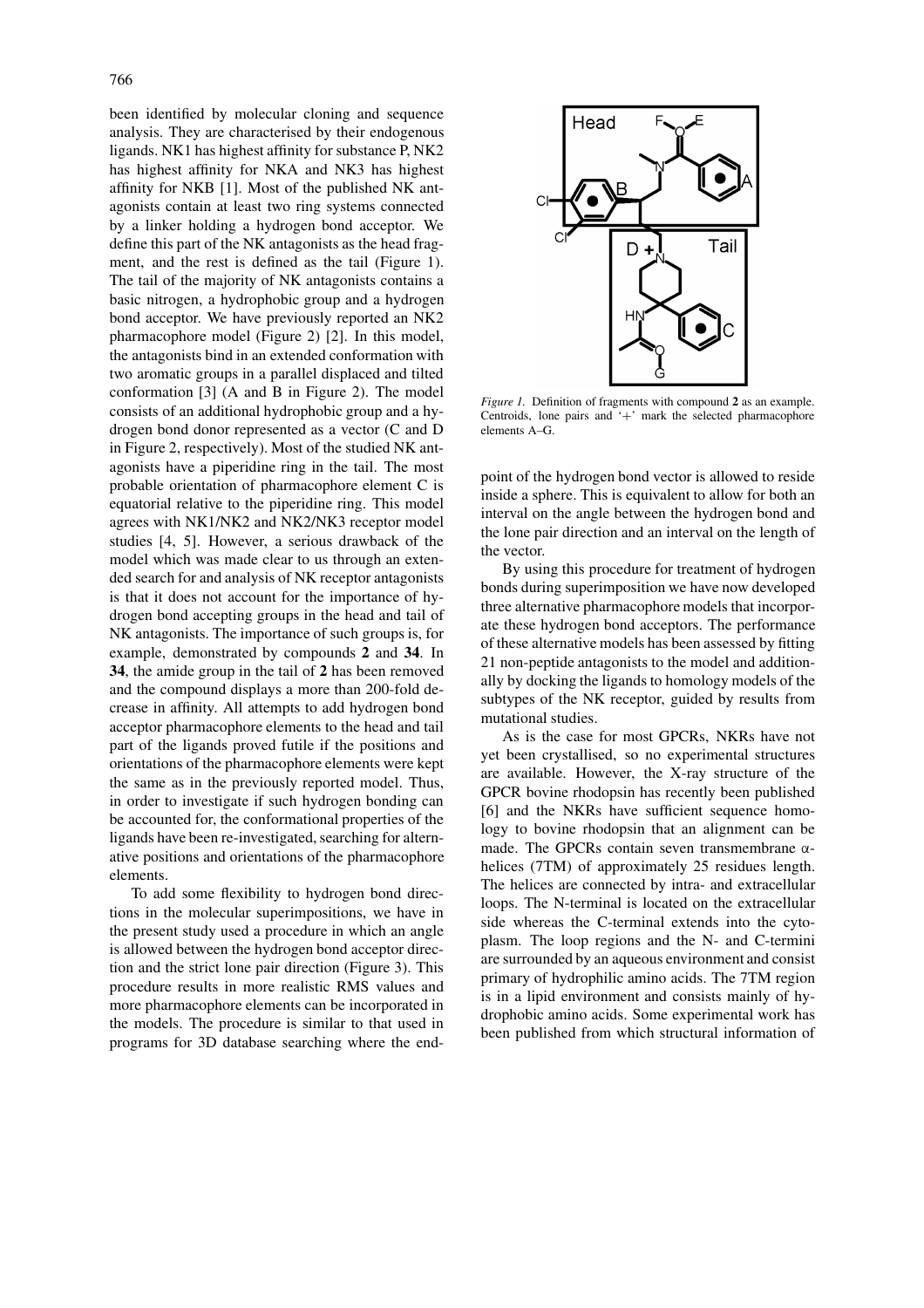been identified by molecular cloning and sequence analysis. They are characterised by their endogenous ligands. NK1 has highest affinity for substance P, NK2 has highest affinity for NKA and NK3 has highest affinity for NKB [1]. Most of the published NK antagonists contain at least two ring systems connected by a linker holding a hydrogen bond acceptor. We define this part of the NK antagonists as the head fragment, and the rest is defined as the tail (Figure 1). The tail of the majority of NK antagonists contains a basic nitrogen, a hydrophobic group and a hydrogen bond acceptor. We have previously reported an NK2 pharmacophore model (Figure 2) [2]. In this model, the antagonists bind in an extended conformation with two aromatic groups in a parallel displaced and tilted conformation [3] (A and B in Figure 2). The model consists of an additional hydrophobic group and a hydrogen bond donor represented as a vector (C and D in Figure 2, respectively). Most of the studied NK antagonists have a piperidine ring in the tail. The most probable orientation of pharmacophore element C is equatorial relative to the piperidine ring. This model agrees with NK1/NK2 and NK2/NK3 receptor model studies [4, 5]. However, a serious drawback of the model which was made clear to us through an extended search for and analysis of NK receptor antagonists is that it does not account for the importance of hydrogen bond accepting groups in the head and tail of NK antagonists. The importance of such groups is, for example, demonstrated by compounds **2** and **34**. In **34**, the amide group in the tail of **2** has been removed and the compound displays a more than 200-fold decrease in affinity. All attempts to add hydrogen bond acceptor pharmacophore elements to the head and tail part of the ligands proved futile if the positions and orientations of the pharmacophore elements were kept the same as in the previously reported model. Thus, in order to investigate if such hydrogen bonding can be accounted for, the conformational properties of the ligands have been re-investigated, searching for alternative positions and orientations of the pharmacophore elements.

To add some flexibility to hydrogen bond directions in the molecular superimpositions, we have in the present study used a procedure in which an angle is allowed between the hydrogen bond acceptor direction and the strict lone pair direction (Figure 3). This procedure results in more realistic RMS values and more pharmacophore elements can be incorporated in the models. The procedure is similar to that used in programs for 3D database searching where the end-point of the hydrogen bond vector is allowed to reside inside a sphere. This is equivalent to allow for both an interval on the angle between the hydrogen bond and the lone pair direction and an interval on the length of the vector.

*Figure 1.* Definition of fragments with compound **2** as an example. Centroids, lone pairs and '+' mark the selected pharmacophore elements A–G.

By using this procedure for treatment of hydrogen bonds during superimposition we have now developed three alternative pharmacophore models that incorporate these hydrogen bond acceptors. The performance of these alternative models has been assessed by fitting 21 non-peptide antagonists to the model and additionally by docking the ligands to homology models of the subtypes of the NK receptor, guided by results from mutational studies.

As is the case for most GPCRs, NKRs have not yet been crystallised, so no experimental structures are available. However, the X-ray structure of the GPCR bovine rhodopsin has recently been published [6] and the NKRs have sufficient sequence homology to bovine rhodopsin that an alignment can be made. The GPCRs contain seven transmembrane $\alpha$-helices (7TM) of approximately 25 residues length. The helices are connected by intra- and extracellular loops. The N-terminal is located on the extracellular side whereas the C-terminal extends into the cytoplasm. The loop regions and the N- and C-termini are surrounded by an aqueous environment and consist primary of hydrophilic amino acids. The 7TM region is in a lipid environment and consists mainly of hydrophobic amino acids. Some experimental work has been published from which structural information of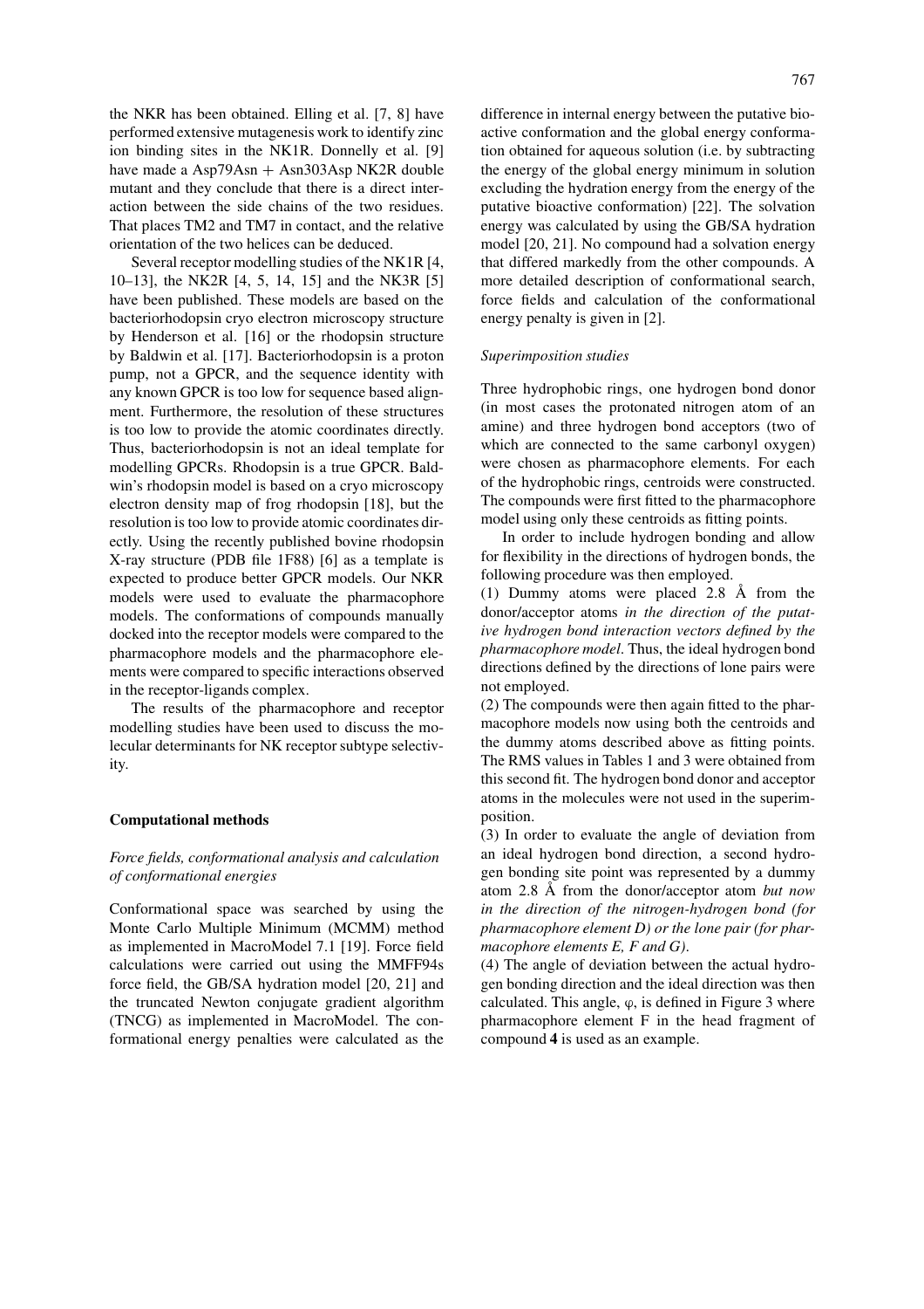the NKR has been obtained. Elling et al. [7, 8] have performed extensive mutagenesis work to identify zinc ion binding sites in the NK1R. Donnelly et al. [9] have made a Asp79Asn + Asn303Asp NK2R double mutant and they conclude that there is a direct interaction between the side chains of the two residues. That places TM2 and TM7 in contact, and the relative orientation of the two helices can be deduced.

Several receptor modelling studies of the NK1R [4, 10–13], the NK2R [4, 5, 14, 15] and the NK3R [5] have been published. These models are based on the bacteriorhodopsin cryo electron microscopy structure by Henderson et al. [16] or the rhodopsin structure by Baldwin et al. [17]. Bacteriorhodopsin is a proton pump, not a GPCR, and the sequence identity with any known GPCR is too low for sequence based alignment. Furthermore, the resolution of these structures is too low to provide the atomic coordinates directly. Thus, bacteriorhodopsin is not an ideal template for modelling GPCRs. Rhodopsin is a true GPCR. Baldwin's rhodopsin model is based on a cryo microscopy electron density map of frog rhodopsin [18], but the resolution is too low to provide atomic coordinates directly. Using the recently published bovine rhodopsin X-ray structure (PDB file 1F88) [6] as a template is expected to produce better GPCR models. Our NKR models were used to evaluate the pharmacophore models. The conformations of compounds manually docked into the receptor models were compared to the pharmacophore models and the pharmacophore elements were compared to specific interactions observed in the receptor-ligands complex.

The results of the pharmacophore and receptor modelling studies have been used to discuss the molecular determinants for NK receptor subtype selectivity.

## Computational methods

### *Force fields, conformational analysis and calculation of conformational energies*

Conformational space was searched by using the Monte Carlo Multiple Minimum (MCMM) method as implemented in MacroModel 7.1 [19]. Force field calculations were carried out using the MMFF94s force field, the GB/SA hydration model [20, 21] and the truncated Newton conjugate gradient algorithm (TNCG) as implemented in MacroModel. The conformational energy penalties were calculated as the difference in internal energy between the putative bioactive conformation and the global energy conformation obtained for aqueous solution (i.e. by subtracting the energy of the global energy minimum in solution excluding the hydration energy from the energy of the putative bioactive conformation) [22]. The solvation energy was calculated by using the GB/SA hydration model [20, 21]. No compound had a solvation energy that differed markedly from the other compounds. A more detailed description of conformational search, force fields and calculation of the conformational energy penalty is given in [2].

### *Superimposition studies*

Three hydrophobic rings, one hydrogen bond donor (in most cases the protonated nitrogen atom of an amine) and three hydrogen bond acceptors (two of which are connected to the same carbonyl oxygen) were chosen as pharmacophore elements. For each of the hydrophobic rings, centroids were constructed. The compounds were first fitted to the pharmacophore model using only these centroids as fitting points.

In order to include hydrogen bonding and allow for flexibility in the directions of hydrogen bonds, the following procedure was then employed.

(1) Dummy atoms were placed 2.8 Å from the donor/acceptor atoms *in the direction of the putative hydrogen bond interaction vectors defined by the pharmacophore model*. Thus, the ideal hydrogen bond directions defined by the directions of lone pairs were not employed.

(2) The compounds were then again fitted to the pharmacophore models now using both the centroids and the dummy atoms described above as fitting points. The RMS values in Tables 1 and 3 were obtained from this second fit. The hydrogen bond donor and acceptor atoms in the molecules were not used in the superimposition.

(3) In order to evaluate the angle of deviation from an ideal hydrogen bond direction, a second hydrogen bonding site point was represented by a dummy atom 2.8 Å from the donor/acceptor atom *but now in the direction of the nitrogen-hydrogen bond (for pharmacophore element D) or the lone pair (for pharmacophore elements E, F and G)*.

(4) The angle of deviation between the actual hydrogen bonding direction and the ideal direction was then calculated. This angle, $\varphi$, is defined in Figure 3 where pharmacophore element F in the head fragment of compound **4** is used as an example.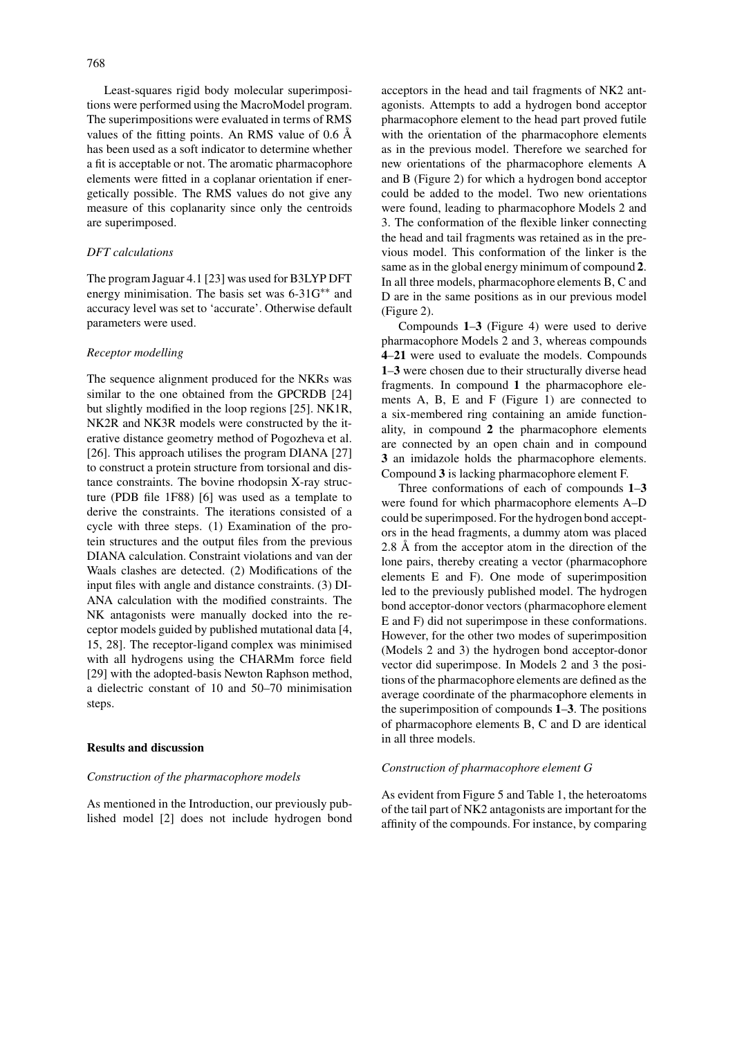Least-squares rigid body molecular superimpositions were performed using the MacroModel program. The superimpositions were evaluated in terms of RMS values of the fitting points. An RMS value of 0.6 Å has been used as a soft indicator to determine whether a fit is acceptable or not. The aromatic pharmacophore elements were fitted in a coplanar orientation if energetically possible. The RMS values do not give any measure of this coplanarity since only the centroids are superimposed.

### *DFT calculations*

The program Jaguar 4.1 [23] was used for B3LYP DFT energy minimisation. The basis set was 6-31G** and accuracy level was set to 'accurate'. Otherwise default parameters were used.

### *Receptor modelling*

The sequence alignment produced for the NKRs was similar to the one obtained from the GPCRDB [24] but slightly modified in the loop regions [25]. NK1R, NK2R and NK3R models were constructed by the iterative distance geometry method of Pogozheva et al. [26]. This approach utilises the program DIANA [27] to construct a protein structure from torsional and distance constraints. The bovine rhodopsin X-ray structure (PDB file 1F88) [6] was used as a template to derive the constraints. The iterations consisted of a cycle with three steps. (1) Examination of the protein structures and the output files from the previous DIANA calculation. Constraint violations and van der Waals clashes are detected. (2) Modifications of the input files with angle and distance constraints. (3) DIANA calculation with the modified constraints. The NK antagonists were manually docked into the receptor models guided by published mutational data [4, 15, 28]. The receptor-ligand complex was minimised with all hydrogens using the CHARMm force field [29] with the adopted-basis Newton Raphson method, a dielectric constant of 10 and 50–70 minimisation steps.

## Results and discussion

### *Construction of the pharmacophore models*

As mentioned in the Introduction, our previously published model [2] does not include hydrogen bond acceptors in the head and tail fragments of NK2 antagonists. Attempts to add a hydrogen bond acceptor pharmacophore element to the head part proved futile with the orientation of the pharmacophore elements as in the previous model. Therefore we searched for new orientations of the pharmacophore elements A and B (Figure 2) for which a hydrogen bond acceptor could be added to the model. Two new orientations were found, leading to pharmacophore Models 2 and 3. The conformation of the flexible linker connecting the head and tail fragments was retained as in the previous model. This conformation of the linker is the same as in the global energy minimum of compound **2**. In all three models, pharmacophore elements B, C and D are in the same positions as in our previous model (Figure 2).

Compounds **1**–**3** (Figure 4) were used to derive pharmacophore Models 2 and 3, whereas compounds **4**–**21** were used to evaluate the models. Compounds **1**–**3** were chosen due to their structurally diverse head fragments. In compound **1** the pharmacophore elements A, B, E and F (Figure 1) are connected to a six-membered ring containing an amide functionality, in compound **2** the pharmacophore elements are connected by an open chain and in compound **3** an imidazole holds the pharmacophore elements. Compound **3** is lacking pharmacophore element F.

Three conformations of each of compounds **1**–**3** were found for which pharmacophore elements A–D could be superimposed. For the hydrogen bond acceptors in the head fragments, a dummy atom was placed 2.8 Å from the acceptor atom in the direction of the lone pairs, thereby creating a vector (pharmacophore elements E and F). One mode of superimposition led to the previously published model. The hydrogen bond acceptor-donor vectors (pharmacophore element E and F) did not superimpose in these conformations. However, for the other two modes of superimposition (Models 2 and 3) the hydrogen bond acceptor-donor vector did superimpose. In Models 2 and 3 the positions of the pharmacophore elements are defined as the average coordinate of the pharmacophore elements in the superimposition of compounds **1**–**3**. The positions of pharmacophore elements B, C and D are identical in all three models.

### *Construction of pharmacophore element G*

As evident from Figure 5 and Table 1, the heteroatoms of the tail part of NK2 antagonists are important for the affinity of the compounds. For instance, by comparing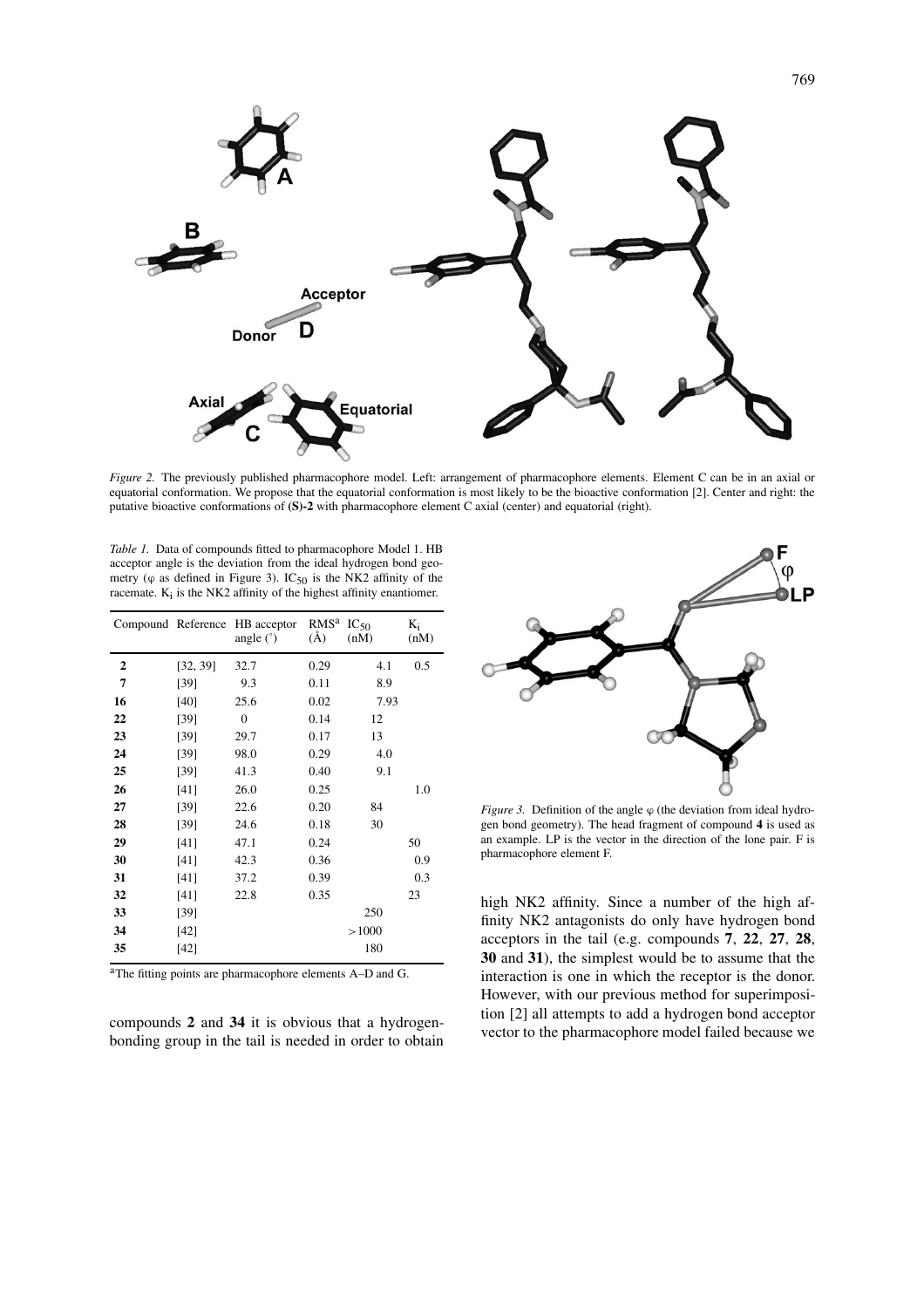*Figure 2.* The previously published pharmacophore model. Left: arrangement of pharmacophore elements. Element C can be in an axial or equatorial conformation. We propose that the equatorial conformation is most likely to be the bioactive conformation [2]. Center and right: the putative bioactive conformations of **(S)-2** with pharmacophore element C axial (center) and equatorial (right).

*Table 1.* Data of compounds fitted to pharmacophore Model 1. HB acceptor angle is the deviation from the ideal hydrogen bond geometry (φ as defined in Figure 3). $IC_{50}$ is the NK2 affinity of the racemate. $K_i$ is the NK2 affinity of the highest affinity enantiomer.

| Compound | Reference | HB acceptor angle (°) | RMS[a] (Å) | $IC_{50}$ (nM) | $K_i$ (nM) |
|---|---|---|---|---|---|
| **2** | [32, 39] | 32.7 | 0.29 | 4.1 | 0.5 |
| **7** | [39] | 9.3 | 0.11 | 8.9 | |
| **16** | [40] | 25.6 | 0.02 | 7.93 | |
| **22** | [39] | 0 | 0.14 | 12 | |
| **23** | [39] | 29.7 | 0.17 | 13 | |
| **24** | [39] | 98.0 | 0.29 | 4.0 | |
| **25** | [39] | 41.3 | 0.40 | 9.1 | |
| **26** | [41] | 26.0 | 0.25 | | 1.0 |
| **27** | [39] | 22.6 | 0.20 | 84 | |
| **28** | [39] | 24.6 | 0.18 | 30 | |
| **29** | [41] | 47.1 | 0.24 | | 50 |
| **30** | [41] | 42.3 | 0.36 | | 0.9 |
| **31** | [41] | 37.2 | 0.39 | | 0.3 |
| **32** | [41] | 22.8 | 0.35 | | 23 |
| **33** | [39] | | | 250 | |
| **34** | [42] | | | >1000 | |
| **35** | [42] | | | 180 | |

[a]The fitting points are pharmacophore elements A–D and G.

*Figure 3.* Definition of the angle φ (the deviation from ideal hydrogen bond geometry). The head fragment of compound **4** is used as an example. LP is the vector in the direction of the lone pair. F is pharmacophore element F.

compounds **2** and **34** it is obvious that a hydrogen-bonding group in the tail is needed in order to obtain high NK2 affinity. Since a number of the high affinity NK2 antagonists do only have hydrogen bond acceptors in the tail (e.g. compounds **7**, **22**, **27**, **28**, **30** and **31**), the simplest would be to assume that the interaction is one in which the receptor is the donor. However, with our previous method for superimposition [2] all attempts to add a hydrogen bond acceptor vector to the pharmacophore model failed because we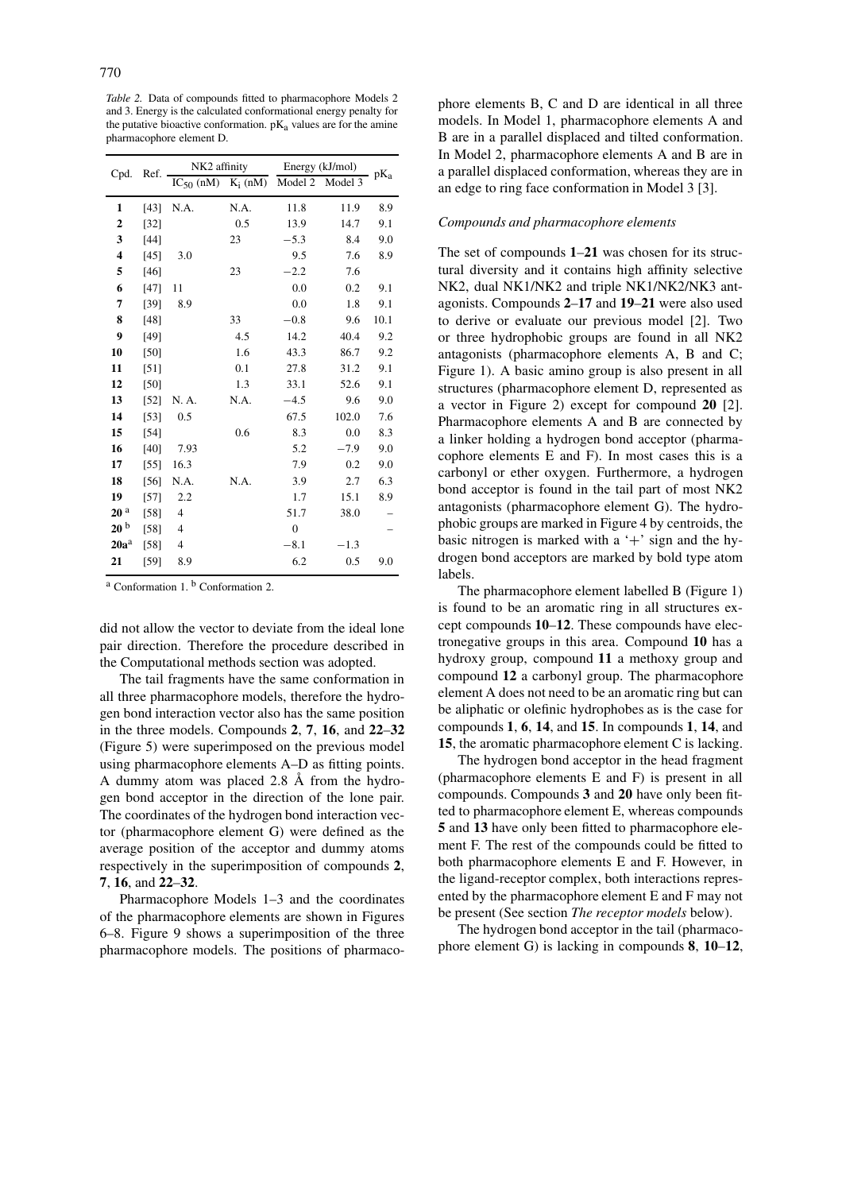*Table 2.* Data of compounds fitted to pharmacophore Models 2 and 3. Energy is the calculated conformational energy penalty for the putative bioactive conformation. $pK_a$ values are for the amine pharmacophore element D.

| Cpd. | Ref. | NK2 affinity | | Energy (kJ/mol) | | $pK_a$ |
|---|---|---|---|---|---|---|
| | | $IC_{50}$ (nM) | $K_i$ (nM) | Model 2 | Model 3 | |
| **1** | [43] | N.A. | N.A. | 11.8 | 11.9 | 8.9 |
| **2** | [32] | | 0.5 | 13.9 | 14.7 | 9.1 |
| **3** | [44] | | 23 | −5.3 | 8.4 | 9.0 |
| **4** | [45] | 3.0 | | 9.5 | 7.6 | 8.9 |
| **5** | [46] | | 23 | −2.2 | 7.6 | |
| **6** | [47] | 11 | | 0.0 | 0.2 | 9.1 |
| **7** | [39] | 8.9 | | 0.0 | 1.8 | 9.1 |
| **8** | [48] | | 33 | −0.8 | 9.6 | 10.1 |
| **9** | [49] | | 4.5 | 14.2 | 40.4 | 9.2 |
| **10** | [50] | | 1.6 | 43.3 | 86.7 | 9.2 |
| **11** | [51] | | 0.1 | 27.8 | 31.2 | 9.1 |
| **12** | [50] | | 1.3 | 33.1 | 52.6 | 9.1 |
| **13** | [52] | N. A. | N.A. | −4.5 | 9.6 | 9.0 |
| **14** | [53] | 0.5 | | 67.5 | 102.0 | 7.6 |
| **15** | [54] | | 0.6 | 8.3 | 0.0 | 8.3 |
| **16** | [40] | 7.93 | | 5.2 | −7.9 | 9.0 |
| **17** | [55] | 16.3 | | 7.9 | 0.2 | 9.0 |
| **18** | [56] | N.A. | N.A. | 3.9 | 2.7 | 6.3 |
| **19** | [57] | 2.2 | | 1.7 | 15.1 | 8.9 |
| **20** [a] | [58] | 4 | | 51.7 | 38.0 | – |
| **20** [b] | [58] | 4 | | 0 | | – |
| **20a**[a] | [58] | 4 | | −8.1 | −1.3 | |
| **21** | [59] | 8.9 | | 6.2 | 0.5 | 9.0 |

[a] Conformation 1. [b] Conformation 2.

did not allow the vector to deviate from the ideal lone pair direction. Therefore the procedure described in the Computational methods section was adopted.

The tail fragments have the same conformation in all three pharmacophore models, therefore the hydrogen bond interaction vector also has the same position in the three models. Compounds **2**, **7**, **16**, and **22**–**32** (Figure 5) were superimposed on the previous model using pharmacophore elements A–D as fitting points. A dummy atom was placed 2.8 Å from the hydrogen bond acceptor in the direction of the lone pair. The coordinates of the hydrogen bond interaction vector (pharmacophore element G) were defined as the average position of the acceptor and dummy atoms respectively in the superimposition of compounds **2**, **7**, **16**, and **22**–**32**.

Pharmacophore Models 1–3 and the coordinates of the pharmacophore elements are shown in Figures 6–8. Figure 9 shows a superimposition of the three pharmacophore models. The positions of pharmacophore elements B, C and D are identical in all three models. In Model 1, pharmacophore elements A and B are in a parallel displaced and tilted conformation. In Model 2, pharmacophore elements A and B are in a parallel displaced conformation, whereas they are in an edge to ring face conformation in Model 3 [3].

### *Compounds and pharmacophore elements*

The set of compounds **1**–**21** was chosen for its structural diversity and it contains high affinity selective NK2, dual NK1/NK2 and triple NK1/NK2/NK3 antagonists. Compounds **2**–**17** and **19**–**21** were also used to derive or evaluate our previous model [2]. Two or three hydrophobic groups are found in all NK2 antagonists (pharmacophore elements A, B and C; Figure 1). A basic amino group is also present in all structures (pharmacophore element D, represented as a vector in Figure 2) except for compound **20** [2]. Pharmacophore elements A and B are connected by a linker holding a hydrogen bond acceptor (pharmacophore elements E and F). In most cases this is a carbonyl or ether oxygen. Furthermore, a hydrogen bond acceptor is found in the tail part of most NK2 antagonists (pharmacophore element G). The hydrophobic groups are marked in Figure 4 by centroids, the basic nitrogen is marked with a '+' sign and the hydrogen bond acceptors are marked by bold type atom labels.

The pharmacophore element labelled B (Figure 1) is found to be an aromatic ring in all structures except compounds **10**–**12**. These compounds have electronegative groups in this area. Compound **10** has a hydroxy group, compound **11** a methoxy group and compound **12** a carbonyl group. The pharmacophore element A does not need to be an aromatic ring but can be aliphatic or olefinic hydrophobes as is the case for compounds **1**, **6**, **14**, and **15**. In compounds **1**, **14**, and **15**, the aromatic pharmacophore element C is lacking.

The hydrogen bond acceptor in the head fragment (pharmacophore elements E and F) is present in all compounds. Compounds **3** and **20** have only been fitted to pharmacophore element E, whereas compounds **5** and **13** have only been fitted to pharmacophore element F. The rest of the compounds could be fitted to both pharmacophore elements E and F. However, in the ligand-receptor complex, both interactions represented by the pharmacophore element E and F may not be present (See section *The receptor models* below).

The hydrogen bond acceptor in the tail (pharmacophore element G) is lacking in compounds **8**, **10**–**12**,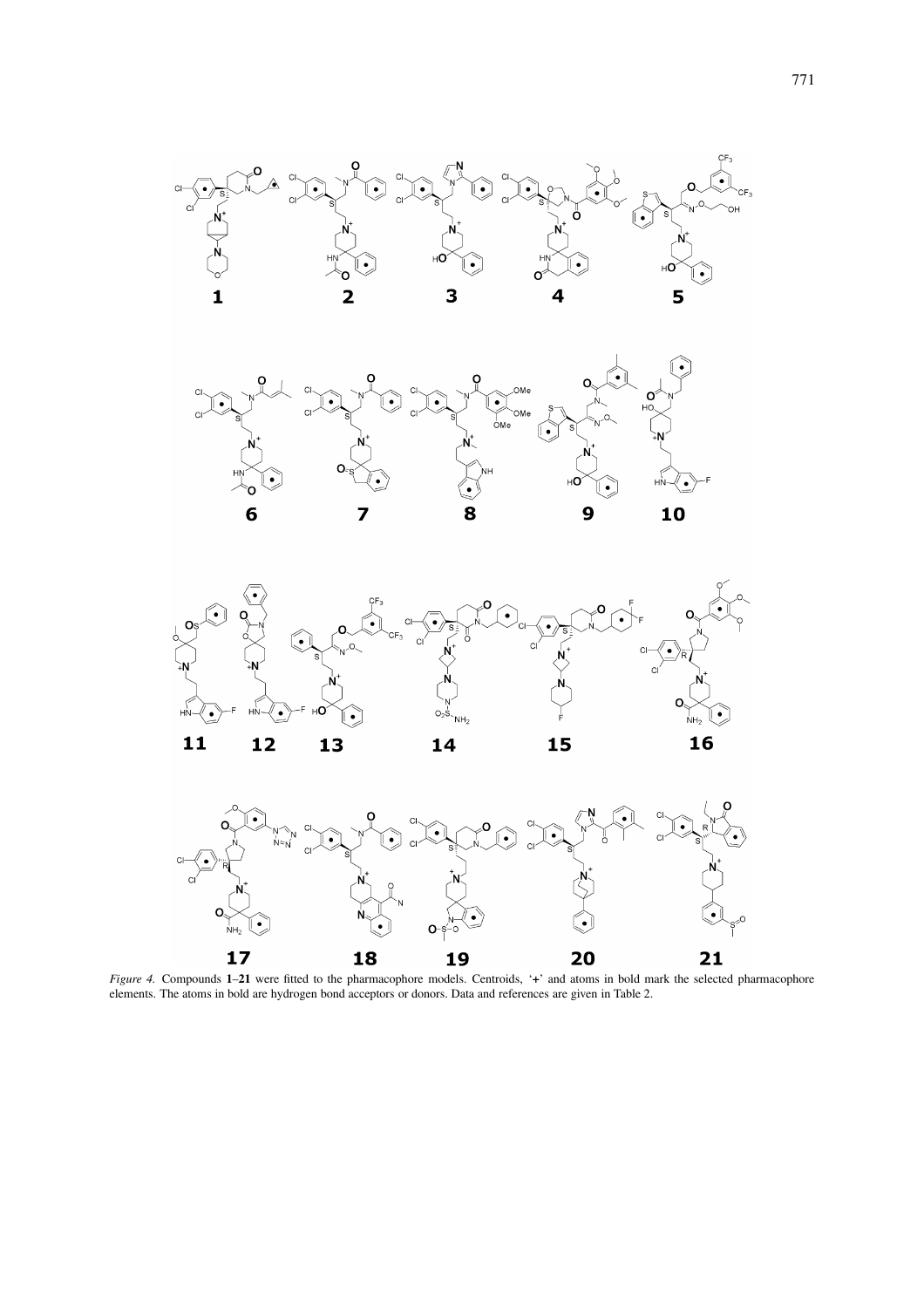*Figure 4.* Compounds **1**–**21** were fitted to the pharmacophore models. Centroids, '+' and atoms in bold mark the selected pharmacophore elements. The atoms in bold are hydrogen bond acceptors or donors. Data and references are given in Table 2.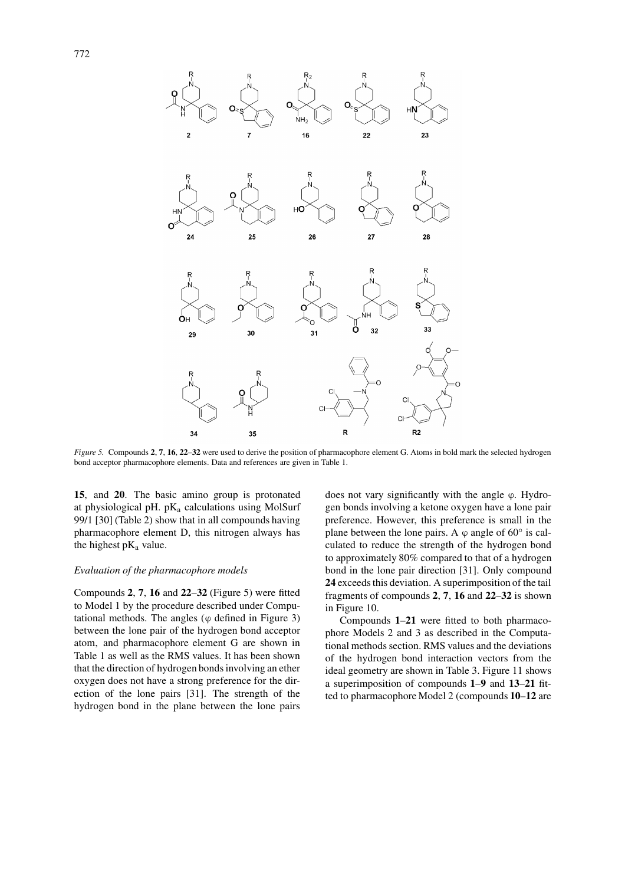*Figure 5.* Compounds **2**, **7**, **16**, **22**–**32** were used to derive the position of pharmacophore element G. Atoms in bold mark the selected hydrogen bond acceptor pharmacophore elements. Data and references are given in Table 1.

**15**, and **20**. The basic amino group is protonated at physiological pH. $pK_a$ calculations using MolSurf 99/1 [30] (Table 2) show that in all compounds having pharmacophore element D, this nitrogen always has the highest $pK_a$ value.

### *Evaluation of the pharmacophore models*

Compounds **2**, **7**, **16** and **22**–**32** (Figure 5) were fitted to Model 1 by the procedure described under Computational methods. The angles ($\varphi$ defined in Figure 3) between the lone pair of the hydrogen bond acceptor atom, and pharmacophore element G are shown in Table 1 as well as the RMS values. It has been shown that the direction of hydrogen bonds involving an ether oxygen does not have a strong preference for the direction of the lone pairs [31]. The strength of the hydrogen bond in the plane between the lone pairs does not vary significantly with the angle $\varphi$. Hydrogen bonds involving a ketone oxygen have a lone pair preference. However, this preference is small in the plane between the lone pairs. A $\varphi$ angle of 60° is calculated to reduce the strength of the hydrogen bond to approximately 80% compared to that of a hydrogen bond in the lone pair direction [31]. Only compound **24** exceeds this deviation. A superimposition of the tail fragments of compounds **2**, **7**, **16** and **22**–**32** is shown in Figure 10.

Compounds **1**–**21** were fitted to both pharmacophore Models 2 and 3 as described in the Computational methods section. RMS values and the deviations of the hydrogen bond interaction vectors from the ideal geometry are shown in Table 3. Figure 11 shows a superimposition of compounds **1**–**9** and **13**–**21** fitted to pharmacophore Model 2 (compounds **10**–**12** are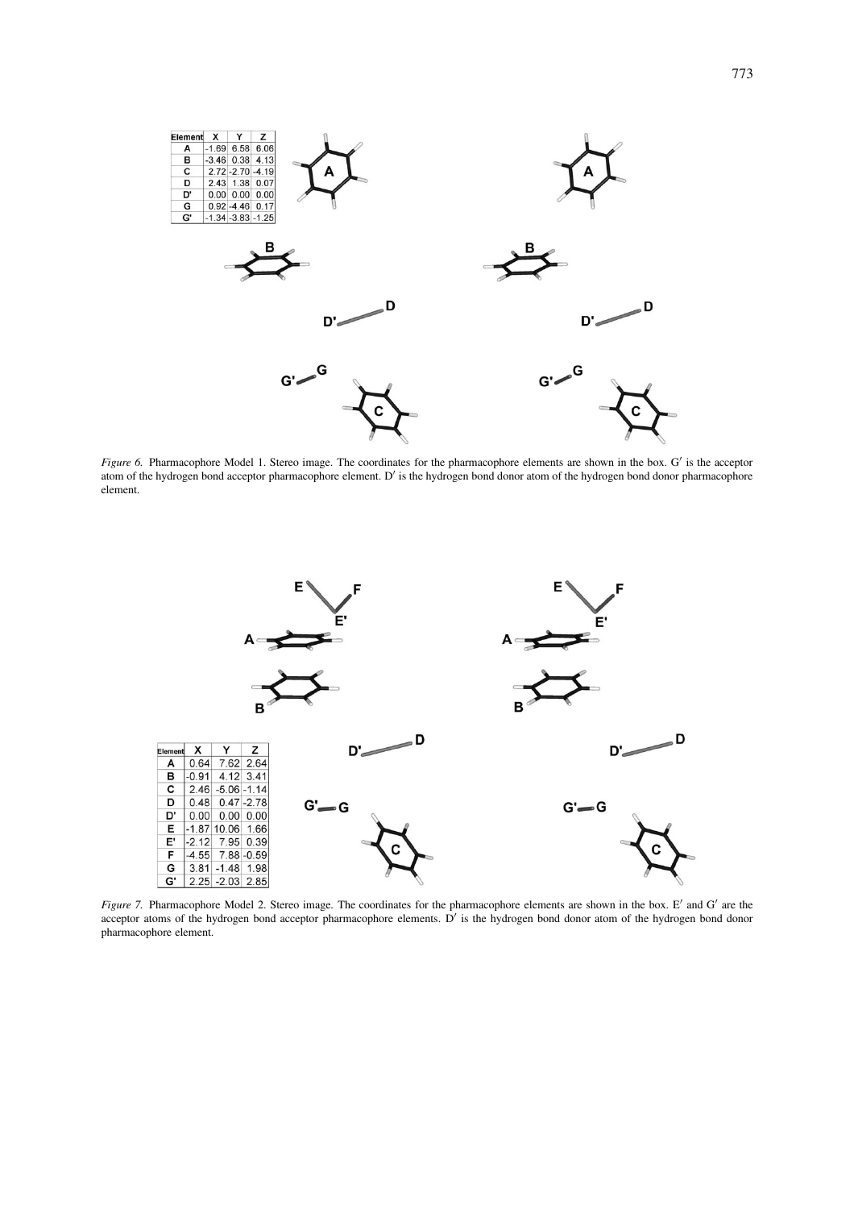| Element | X | Y | Z |
|---|---|---|---|
| A | -1.69 | 6.58 | 6.06 |
| B | -3.46 | 0.38 | 4.13 |
| C | 2.72 | -2.70 | -4.19 |
| D | 2.43 | 1.38 | 0.07 |
| D' | 0.00 | 0.00 | 0.00 |
| G | 0.92 | -4.46 | 0.17 |
| G' | -1.34 | -3.83 | -1.25 |

*Figure 6.* Pharmacophore Model 1. Stereo image. The coordinates for the pharmacophore elements are shown in the box. G′ is the acceptor atom of the hydrogen bond acceptor pharmacophore element. D′ is the hydrogen bond donor atom of the hydrogen bond donor pharmacophore element.

| Element | X | Y | Z |
|---|---|---|---|
| A | 0.64 | 7.62 | 2.64 |
| B | -0.91 | 4.12 | 3.41 |
| C | 2.46 | -5.06 | -1.14 |
| D | 0.48 | 0.47 | -2.78 |
| D' | 0.00 | 0.00 | 0.00 |
| E | -1.87 | 10.06 | 1.66 |
| E' | -2.12 | 7.95 | 0.39 |
| F | -4.55 | 7.88 | -0.59 |
| G | 3.81 | -1.48 | 1.98 |
| G' | 2.25 | -2.03 | 2.85 |

*Figure 7.* Pharmacophore Model 2. Stereo image. The coordinates for the pharmacophore elements are shown in the box. E′ and G′ are the acceptor atoms of the hydrogen bond acceptor pharmacophore elements. D′ is the hydrogen bond donor atom of the hydrogen bond donor pharmacophore element.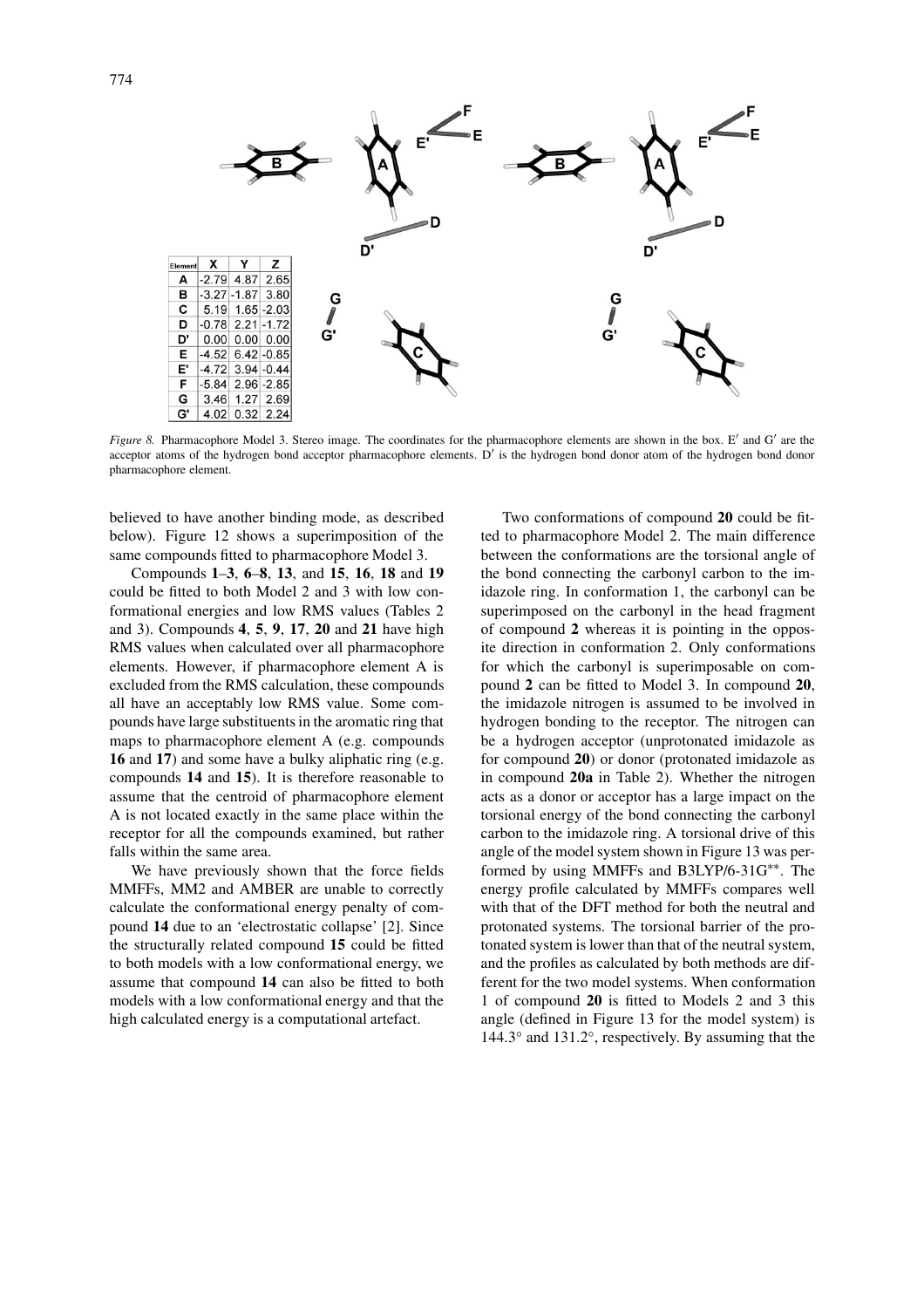| Element | X | Y | Z |
|---|---|---|---|
| A | -2.79 | 4.87 | 2.65 |
| B | -3.27 | -1.87 | 3.80 |
| C | 5.19 | 1.65 | -2.03 |
| D | -0.78 | 2.21 | -1.72 |
| D' | 0.00 | 0.00 | 0.00 |
| E | -4.52 | 6.42 | -0.85 |
| E' | -4.72 | 3.94 | -0.44 |
| F | -5.84 | 2.96 | -2.85 |
| G | 3.46 | 1.27 | 2.69 |
| G' | 4.02 | 0.32 | 2.24 |

*Figure 8.* Pharmacophore Model 3. Stereo image. The coordinates for the pharmacophore elements are shown in the box. E′ and G′ are the acceptor atoms of the hydrogen bond acceptor pharmacophore elements. D′ is the hydrogen bond donor atom of the hydrogen bond donor pharmacophore element.

believed to have another binding mode, as described below). Figure 12 shows a superimposition of the same compounds fitted to pharmacophore Model 3.

Compounds **1**–**3**, **6**–**8**, **13**, and **15**, **16**, **18** and **19** could be fitted to both Model 2 and 3 with low conformational energies and low RMS values (Tables 2 and 3). Compounds **4**, **5**, **9**, **17**, **20** and **21** have high RMS values when calculated over all pharmacophore elements. However, if pharmacophore element A is excluded from the RMS calculation, these compounds all have an acceptably low RMS value. Some compounds have large substituents in the aromatic ring that maps to pharmacophore element A (e.g. compounds **16** and **17**) and some have a bulky aliphatic ring (e.g. compounds **14** and **15**). It is therefore reasonable to assume that the centroid of pharmacophore element A is not located exactly in the same place within the receptor for all the compounds examined, but rather falls within the same area.

We have previously shown that the force fields MMFFs, MM2 and AMBER are unable to correctly calculate the conformational energy penalty of compound **14** due to an 'electrostatic collapse' [2]. Since the structurally related compound **15** could be fitted to both models with a low conformational energy, we assume that compound **14** can also be fitted to both models with a low conformational energy and that the high calculated energy is a computational artefact.

Two conformations of compound **20** could be fitted to pharmacophore Model 2. The main difference between the conformations are the torsional angle of the bond connecting the carbonyl carbon to the imidazole ring. In conformation 1, the carbonyl can be superimposed on the carbonyl in the head fragment of compound **2** whereas it is pointing in the opposite direction in conformation 2. Only conformations for which the carbonyl is superimposable on compound **2** can be fitted to Model 3. In compound **20**, the imidazole nitrogen is assumed to be involved in hydrogen bonding to the receptor. The nitrogen can be a hydrogen acceptor (unprotonated imidazole as for compound **20**) or donor (protonated imidazole as in compound **20a** in Table 2). Whether the nitrogen acts as a donor or acceptor has a large impact on the torsional energy of the bond connecting the carbonyl carbon to the imidazole ring. A torsional drive of this angle of the model system shown in Figure 13 was performed by using MMFFs and B3LYP/6-31G**. The energy profile calculated by MMFFs compares well with that of the DFT method for both the neutral and protonated systems. The torsional barrier of the protonated system is lower than that of the neutral system, and the profiles as calculated by both methods are different for the two model systems. When conformation 1 of compound **20** is fitted to Models 2 and 3 this angle (defined in Figure 13 for the model system) is 144.3° and 131.2°, respectively. By assuming that the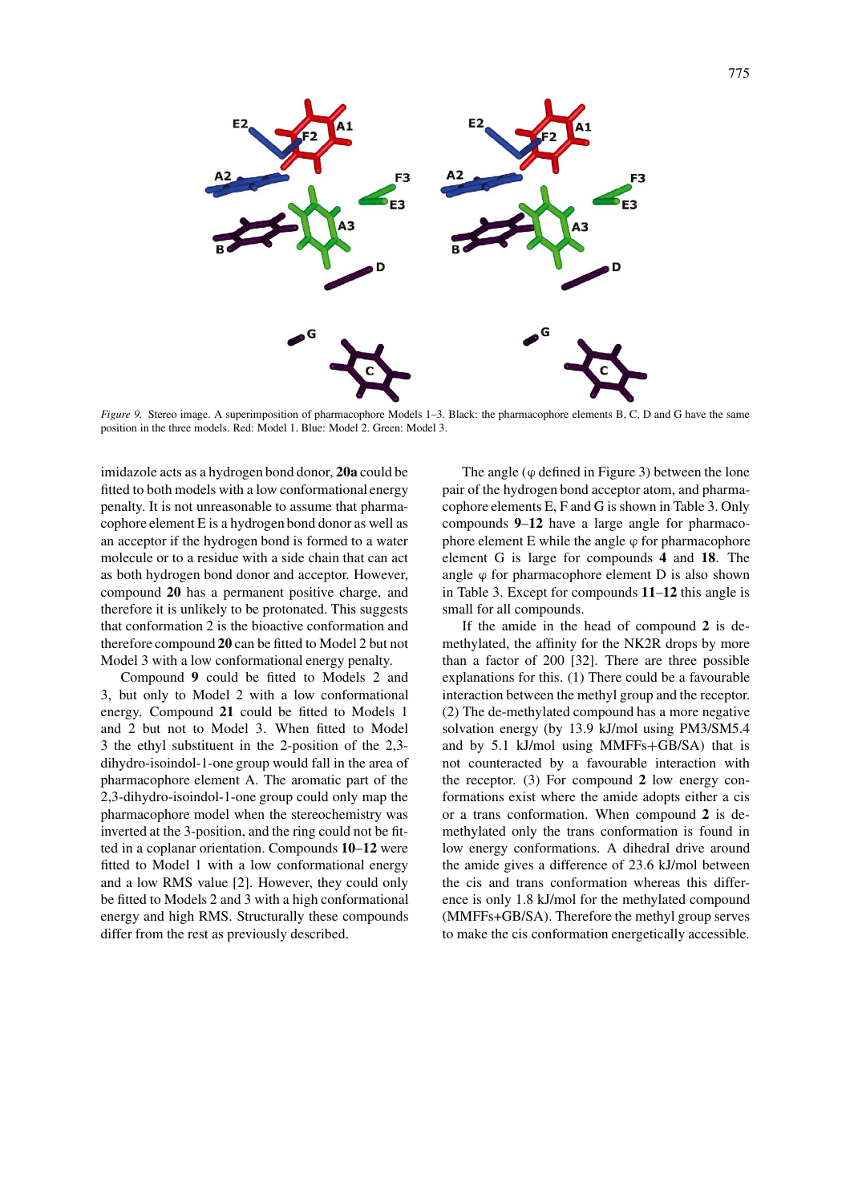*Figure 9.* Stereo image. A superimposition of pharmacophore Models 1–3. Black: the pharmacophore elements B, C, D and G have the same position in the three models. Red: Model 1. Blue: Model 2. Green: Model 3.

imidazole acts as a hydrogen bond donor, **20a** could be fitted to both models with a low conformational energy penalty. It is not unreasonable to assume that pharmacophore element E is a hydrogen bond donor as well as an acceptor if the hydrogen bond is formed to a water molecule or to a residue with a side chain that can act as both hydrogen bond donor and acceptor. However, compound **20** has a permanent positive charge, and therefore it is unlikely to be protonated. This suggests that conformation 2 is the bioactive conformation and therefore compound **20** can be fitted to Model 2 but not Model 3 with a low conformational energy penalty.

Compound **9** could be fitted to Models 2 and 3, but only to Model 2 with a low conformational energy. Compound **21** could be fitted to Models 1 and 2 but not to Model 3. When fitted to Model 3 the ethyl substituent in the 2-position of the 2,3-dihydro-isoindol-1-one group would fall in the area of pharmacophore element A. The aromatic part of the 2,3-dihydro-isoindol-1-one group could only map the pharmacophore model when the stereochemistry was inverted at the 3-position, and the ring could not be fitted in a coplanar orientation. Compounds **10**–**12** were fitted to Model 1 with a low conformational energy and a low RMS value [2]. However, they could only be fitted to Models 2 and 3 with a high conformational energy and high RMS. Structurally these compounds differ from the rest as previously described.

The angle (φ defined in Figure 3) between the lone pair of the hydrogen bond acceptor atom, and pharmacophore elements E, F and G is shown in Table 3. Only compounds **9**–**12** have a large angle for pharmacophore element E while the angle φ for pharmacophore element G is large for compounds **4** and **18**. The angle φ for pharmacophore element D is also shown in Table 3. Except for compounds **11**–**12** this angle is small for all compounds.

If the amide in the head of compound **2** is demethylated, the affinity for the NK2R drops by more than a factor of 200 [32]. There are three possible explanations for this. (1) There could be a favourable interaction between the methyl group and the receptor. (2) The de-methylated compound has a more negative solvation energy (by 13.9 kJ/mol using PM3/SM5.4 and by 5.1 kJ/mol using MMFFs+GB/SA) that is not counteracted by a favourable interaction with the receptor. (3) For compound **2** low energy conformations exist where the amide adopts either a cis or a trans conformation. When compound **2** is demethylated only the trans conformation is found in low energy conformations. A dihedral drive around the amide gives a difference of 23.6 kJ/mol between the cis and trans conformation whereas this difference is only 1.8 kJ/mol for the methylated compound (MMFFs+GB/SA). Therefore the methyl group serves to make the cis conformation energetically accessible.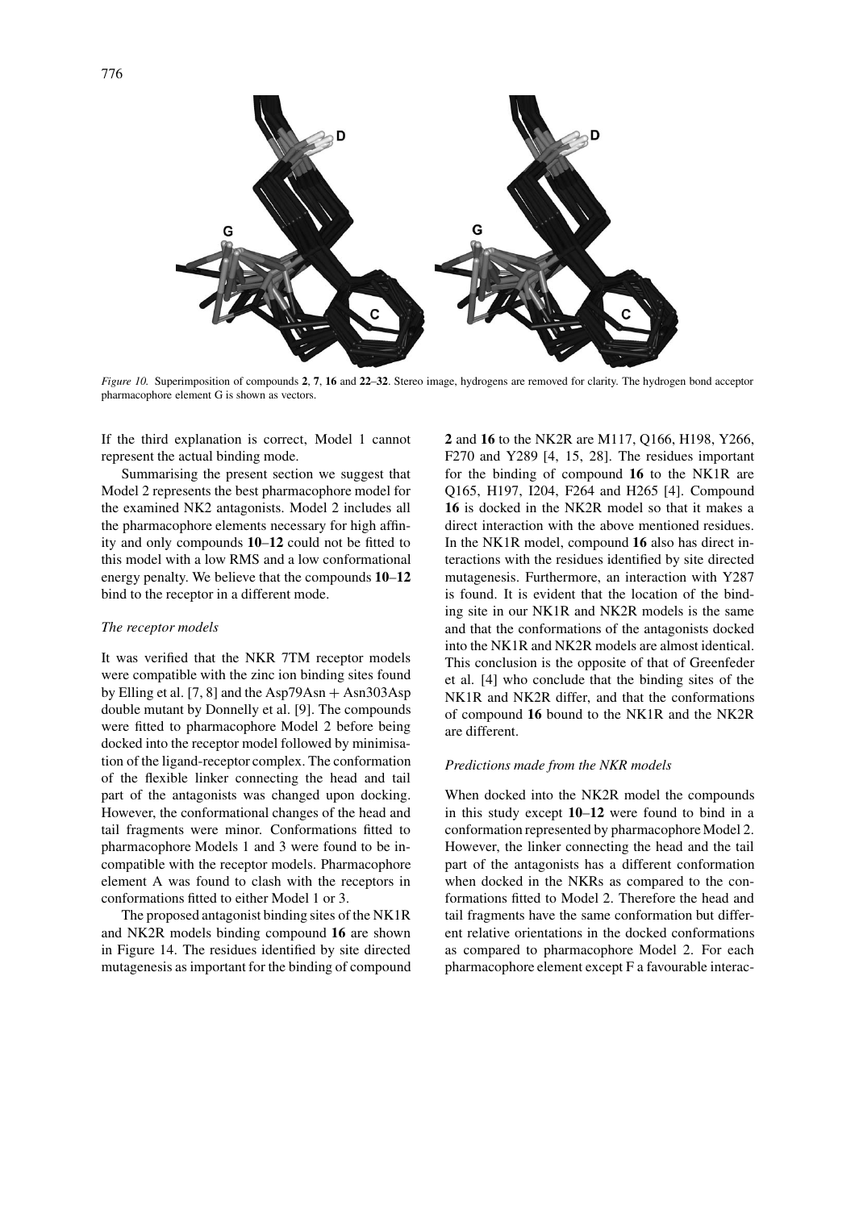*Figure 10.* Superimposition of compounds **2**, **7**, **16** and **22**–**32**. Stereo image, hydrogens are removed for clarity. The hydrogen bond acceptor pharmacophore element G is shown as vectors.

If the third explanation is correct, Model 1 cannot represent the actual binding mode.

Summarising the present section we suggest that Model 2 represents the best pharmacophore model for the examined NK2 antagonists. Model 2 includes all the pharmacophore elements necessary for high affinity and only compounds **10**–**12** could not be fitted to this model with a low RMS and a low conformational energy penalty. We believe that the compounds **10**–**12** bind to the receptor in a different mode.

### *The receptor models*

It was verified that the NKR 7TM receptor models were compatible with the zinc ion binding sites found by Elling et al. [7, 8] and the Asp79Asn + Asn303Asp double mutant by Donnelly et al. [9]. The compounds were fitted to pharmacophore Model 2 before being docked into the receptor model followed by minimisation of the ligand-receptor complex. The conformation of the flexible linker connecting the head and tail part of the antagonists was changed upon docking. However, the conformational changes of the head and tail fragments were minor. Conformations fitted to pharmacophore Models 1 and 3 were found to be incompatible with the receptor models. Pharmacophore element A was found to clash with the receptors in conformations fitted to either Model 1 or 3.

The proposed antagonist binding sites of the NK1R and NK2R models binding compound **16** are shown in Figure 14. The residues identified by site directed mutagenesis as important for the binding of compound **2** and **16** to the NK2R are M117, Q166, H198, Y266, F270 and Y289 [4, 15, 28]. The residues important for the binding of compound **16** to the NK1R are Q165, H197, I204, F264 and H265 [4]. Compound **16** is docked in the NK2R model so that it makes a direct interaction with the above mentioned residues. In the NK1R model, compound **16** also has direct interactions with the residues identified by site directed mutagenesis. Furthermore, an interaction with Y287 is found. It is evident that the location of the binding site in our NK1R and NK2R models is the same and that the conformations of the antagonists docked into the NK1R and NK2R models are almost identical. This conclusion is the opposite of that of Greenfeder et al. [4] who conclude that the binding sites of the NK1R and NK2R differ, and that the conformations of compound **16** bound to the NK1R and the NK2R are different.

### *Predictions made from the NKR models*

When docked into the NK2R model the compounds in this study except **10**–**12** were found to bind in a conformation represented by pharmacophore Model 2. However, the linker connecting the head and the tail part of the antagonists has a different conformation when docked in the NKRs as compared to the conformations fitted to Model 2. Therefore the head and tail fragments have the same conformation but different relative orientations in the docked conformations as compared to pharmacophore Model 2. For each pharmacophore element except F a favourable interac-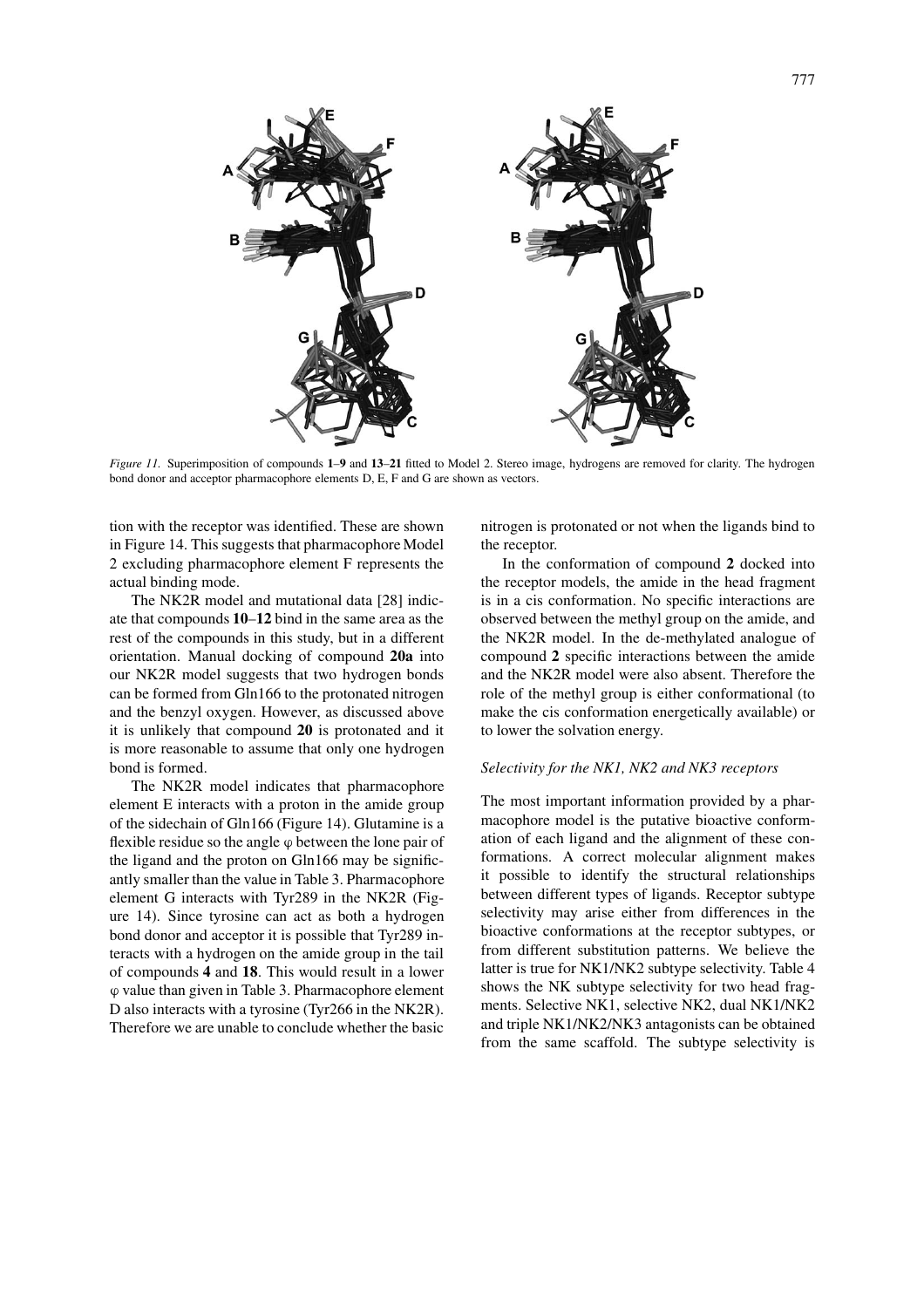*Figure 11.* Superimposition of compounds **1**–**9** and **13**–**21** fitted to Model 2. Stereo image, hydrogens are removed for clarity. The hydrogen bond donor and acceptor pharmacophore elements D, E, F and G are shown as vectors.

tion with the receptor was identified. These are shown in Figure 14. This suggests that pharmacophore Model 2 excluding pharmacophore element F represents the actual binding mode.

The NK2R model and mutational data [28] indicate that compounds **10**–**12** bind in the same area as the rest of the compounds in this study, but in a different orientation. Manual docking of compound **20a** into our NK2R model suggests that two hydrogen bonds can be formed from Gln166 to the protonated nitrogen and the benzyl oxygen. However, as discussed above it is unlikely that compound **20** is protonated and it is more reasonable to assume that only one hydrogen bond is formed.

The NK2R model indicates that pharmacophore element E interacts with a proton in the amide group of the sidechain of Gln166 (Figure 14). Glutamine is a flexible residue so the angle $\varphi$ between the lone pair of the ligand and the proton on Gln166 may be significantly smaller than the value in Table 3. Pharmacophore element G interacts with Tyr289 in the NK2R (Figure 14). Since tyrosine can act as both a hydrogen bond donor and acceptor it is possible that Tyr289 interacts with a hydrogen on the amide group in the tail of compounds **4** and **18**. This would result in a lower $\varphi$ value than given in Table 3. Pharmacophore element D also interacts with a tyrosine (Tyr266 in the NK2R). Therefore we are unable to conclude whether the basic nitrogen is protonated or not when the ligands bind to the receptor.

In the conformation of compound **2** docked into the receptor models, the amide in the head fragment is in a cis conformation. No specific interactions are observed between the methyl group on the amide, and the NK2R model. In the de-methylated analogue of compound **2** specific interactions between the amide and the NK2R model were also absent. Therefore the role of the methyl group is either conformational (to make the cis conformation energetically available) or to lower the solvation energy.

### *Selectivity for the NK1, NK2 and NK3 receptors*

The most important information provided by a pharmacophore model is the putative bioactive conformation of each ligand and the alignment of these conformations. A correct molecular alignment makes it possible to identify the structural relationships between different types of ligands. Receptor subtype selectivity may arise either from differences in the bioactive conformations at the receptor subtypes, or from different substitution patterns. We believe the latter is true for NK1/NK2 subtype selectivity. Table 4 shows the NK subtype selectivity for two head fragments. Selective NK1, selective NK2, dual NK1/NK2 and triple NK1/NK2/NK3 antagonists can be obtained from the same scaffold. The subtype selectivity is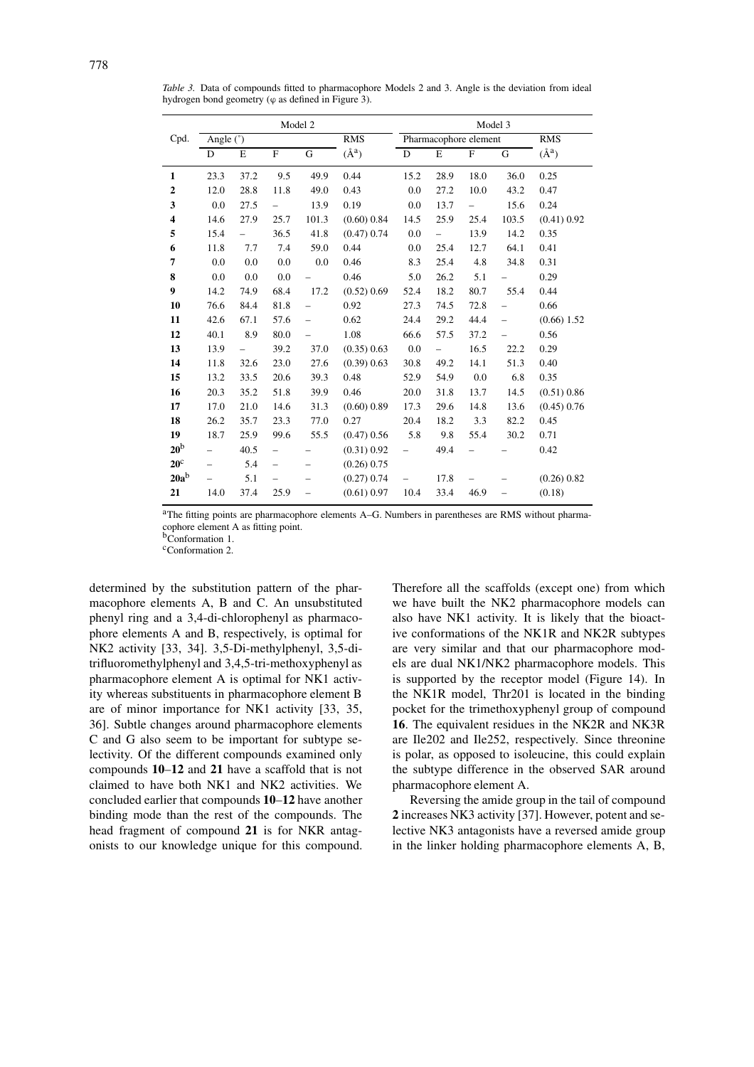*Table 3.* Data of compounds fitted to pharmacophore Models 2 and 3. Angle is the deviation from ideal hydrogen bond geometry (φ as defined in Figure 3).

| Cpd. | Model 2 | | | | | Model 3 | | | | |
|---|---|---|---|---|---|---|---|---|---|---|
| | Angle (°) | | | | RMS | Pharmacophore element | | | | RMS |
| | D | E | F | G | (Å[a]) | D | E | F | G | (Å[a]) |
| **1** | 23.3 | 37.2 | 9.5 | 49.9 | 0.44 | 15.2 | 28.9 | 18.0 | 36.0 | 0.25 |
| **2** | 12.0 | 28.8 | 11.8 | 49.0 | 0.43 | 0.0 | 27.2 | 10.0 | 43.2 | 0.47 |
| **3** | 0.0 | 27.5 | – | 13.9 | 0.19 | 0.0 | 13.7 | – | 15.6 | 0.24 |
| **4** | 14.6 | 27.9 | 25.7 | 101.3 | (0.60) 0.84 | 14.5 | 25.9 | 25.4 | 103.5 | (0.41) 0.92 |
| **5** | 15.4 | – | 36.5 | 41.8 | (0.47) 0.74 | 0.0 | – | 13.9 | 14.2 | 0.35 |
| **6** | 11.8 | 7.7 | 7.4 | 59.0 | 0.44 | 0.0 | 25.4 | 12.7 | 64.1 | 0.41 |
| **7** | 0.0 | 0.0 | 0.0 | 0.0 | 0.46 | 8.3 | 25.4 | 4.8 | 34.8 | 0.31 |
| **8** | 0.0 | 0.0 | 0.0 | – | 0.46 | 5.0 | 26.2 | 5.1 | – | 0.29 |
| **9** | 14.2 | 74.9 | 68.4 | 17.2 | (0.52) 0.69 | 52.4 | 18.2 | 80.7 | 55.4 | 0.44 |
| **10** | 76.6 | 84.4 | 81.8 | – | 0.92 | 27.3 | 74.5 | 72.8 | – | 0.66 |
| **11** | 42.6 | 67.1 | 57.6 | – | 0.62 | 24.4 | 29.2 | 44.4 | – | (0.66) 1.52 |
| **12** | 40.1 | 8.9 | 80.0 | – | 1.08 | 66.6 | 57.5 | 37.2 | – | 0.56 |
| **13** | 13.9 | – | 39.2 | 37.0 | (0.35) 0.63 | 0.0 | – | 16.5 | 22.2 | 0.29 |
| **14** | 11.8 | 32.6 | 23.0 | 27.6 | (0.39) 0.63 | 30.8 | 49.2 | 14.1 | 51.3 | 0.40 |
| **15** | 13.2 | 33.5 | 20.6 | 39.3 | 0.48 | 52.9 | 54.9 | 0.0 | 6.8 | 0.35 |
| **16** | 20.3 | 35.2 | 51.8 | 39.9 | 0.46 | 20.0 | 31.8 | 13.7 | 14.5 | (0.51) 0.86 |
| **17** | 17.0 | 21.0 | 14.6 | 31.3 | (0.60) 0.89 | 17.3 | 29.6 | 14.8 | 13.6 | (0.45) 0.76 |
| **18** | 26.2 | 35.7 | 23.3 | 77.0 | 0.27 | 20.4 | 18.2 | 3.3 | 82.2 | 0.45 |
| **19** | 18.7 | 25.9 | 99.6 | 55.5 | (0.47) 0.56 | 5.8 | 9.8 | 55.4 | 30.2 | 0.71 |
| **20**[b] | – | 40.5 | – | – | (0.31) 0.92 | – | 49.4 | – | – | 0.42 |
| **20**[c] | – | 5.4 | – | – | (0.26) 0.75 | | | | | |
| **20a**[b] | – | 5.1 | – | – | (0.27) 0.74 | – | 17.8 | – | – | (0.26) 0.82 |
| **21** | 14.0 | 37.4 | 25.9 | – | (0.61) 0.97 | 10.4 | 33.4 | 46.9 | – | (0.18) |

[a]The fitting points are pharmacophore elements A–G. Numbers in parentheses are RMS without pharmacophore element A as fitting point.
[b]Conformation 1.
[c]Conformation 2.

determined by the substitution pattern of the pharmacophore elements A, B and C. An unsubstituted phenyl ring and a 3,4-di-chlorophenyl as pharmacophore elements A and B, respectively, is optimal for NK2 activity [33, 34]. 3,5-Di-methylphenyl, 3,5-di-trifluoromethylphenyl and 3,4,5-tri-methoxyphenyl as pharmacophore element A is optimal for NK1 activity whereas substituents in pharmacophore element B are of minor importance for NK1 activity [33, 35, 36]. Subtle changes around pharmacophore elements C and G also seem to be important for subtype selectivity. Of the different compounds examined only compounds **10**–**12** and **21** have a scaffold that is not claimed to have both NK1 and NK2 activities. We concluded earlier that compounds **10**–**12** have another binding mode than the rest of the compounds. The head fragment of compound **21** is for NKR antagonists to our knowledge unique for this compound. Therefore all the scaffolds (except one) from which we have built the NK2 pharmacophore models can also have NK1 activity. It is likely that the bioactive conformations of the NK1R and NK2R subtypes are very similar and that our pharmacophore models are dual NK1/NK2 pharmacophore models. This is supported by the receptor model (Figure 14). In the NK1R model, Thr201 is located in the binding pocket for the trimethoxyphenyl group of compound **16**. The equivalent residues in the NK2R and NK3R are Ile202 and Ile252, respectively. Since threonine is polar, as opposed to isoleucine, this could explain the subtype difference in the observed SAR around pharmacophore element A.

Reversing the amide group in the tail of compound **2** increases NK3 activity [37]. However, potent and selective NK3 antagonists have a reversed amide group in the linker holding pharmacophore elements A, B,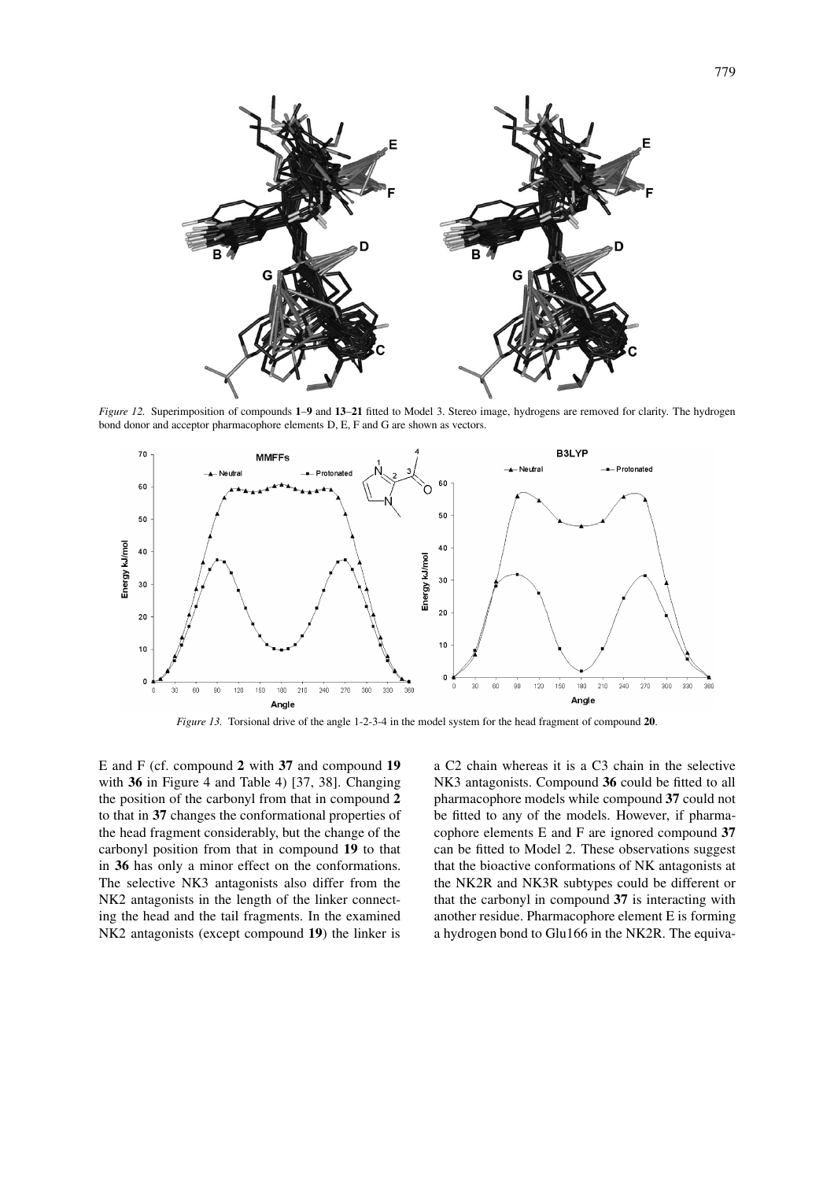*Figure 12.* Superimposition of compounds **1**–**9** and **13**–**21** fitted to Model 3. Stereo image, hydrogens are removed for clarity. The hydrogen bond donor and acceptor pharmacophore elements D, E, F and G are shown as vectors.

*Figure 13.* Torsional drive of the angle 1-2-3-4 in the model system for the head fragment of compound **20**.

E and F (cf. compound **2** with **37** and compound **19** with **36** in Figure 4 and Table 4) [37, 38]. Changing the position of the carbonyl from that in compound **2** to that in **37** changes the conformational properties of the head fragment considerably, but the change of the carbonyl position from that in compound **19** to that in **36** has only a minor effect on the conformations. The selective NK3 antagonists also differ from the NK2 antagonists in the length of the linker connecting the head and the tail fragments. In the examined NK2 antagonists (except compound **19**) the linker is a C2 chain whereas it is a C3 chain in the selective NK3 antagonists. Compound **36** could be fitted to all pharmacophore models while compound **37** could not be fitted to any of the models. However, if pharmacophore elements E and F are ignored compound **37** can be fitted to Model 2. These observations suggest that the bioactive conformations of NK antagonists at the NK2R and NK3R subtypes could be different or that the carbonyl in compound **37** is interacting with another residue. Pharmacophore element E is forming a hydrogen bond to Glu166 in the NK2R. The equiva-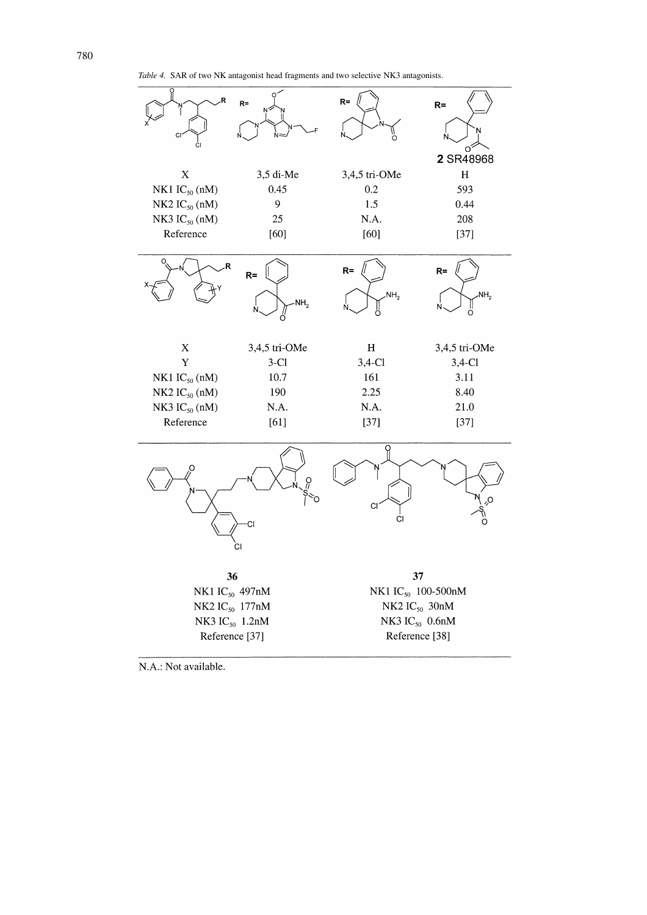*Table 4.* SAR of two NK antagonist head fragments and two selective NK3 antagonists.

| X | 3,5 di-Me | 3,4,5 tri-OMe | H (**2** SR48968) |
|---|---|---|---|
| NK1 $IC_{50}$ (nM) | 0.45 | 0.2 | 593 |
| NK2 $IC_{50}$ (nM) | 9 | 1.5 | 0.44 |
| NK3 $IC_{50}$ (nM) | 25 | N.A. | 208 |
| Reference | [60] | [60] | [37] |

| X | 3,4,5 tri-OMe | H | 3,4,5 tri-OMe |
|---|---|---|---|
| Y | 3-Cl | 3,4-Cl | 3,4-Cl |
| NK1 $IC_{50}$ (nM) | 10.7 | 161 | 3.11 |
| NK2 $IC_{50}$ (nM) | 190 | 2.25 | 8.40 |
| NK3 $IC_{50}$ (nM) | N.A. | N.A. | 21.0 |
| Reference | [61] | [37] | [37] |

| | **36** | **37** |
|---|---|---|
| NK1 $IC_{50}$ | 497nM | 100-500nM |
| NK2 $IC_{50}$ | 177nM | 30nM |
| NK3 $IC_{50}$ | 1.2nM | 0.6nM |
| Reference | [37] | [38] |

N.A.: Not available.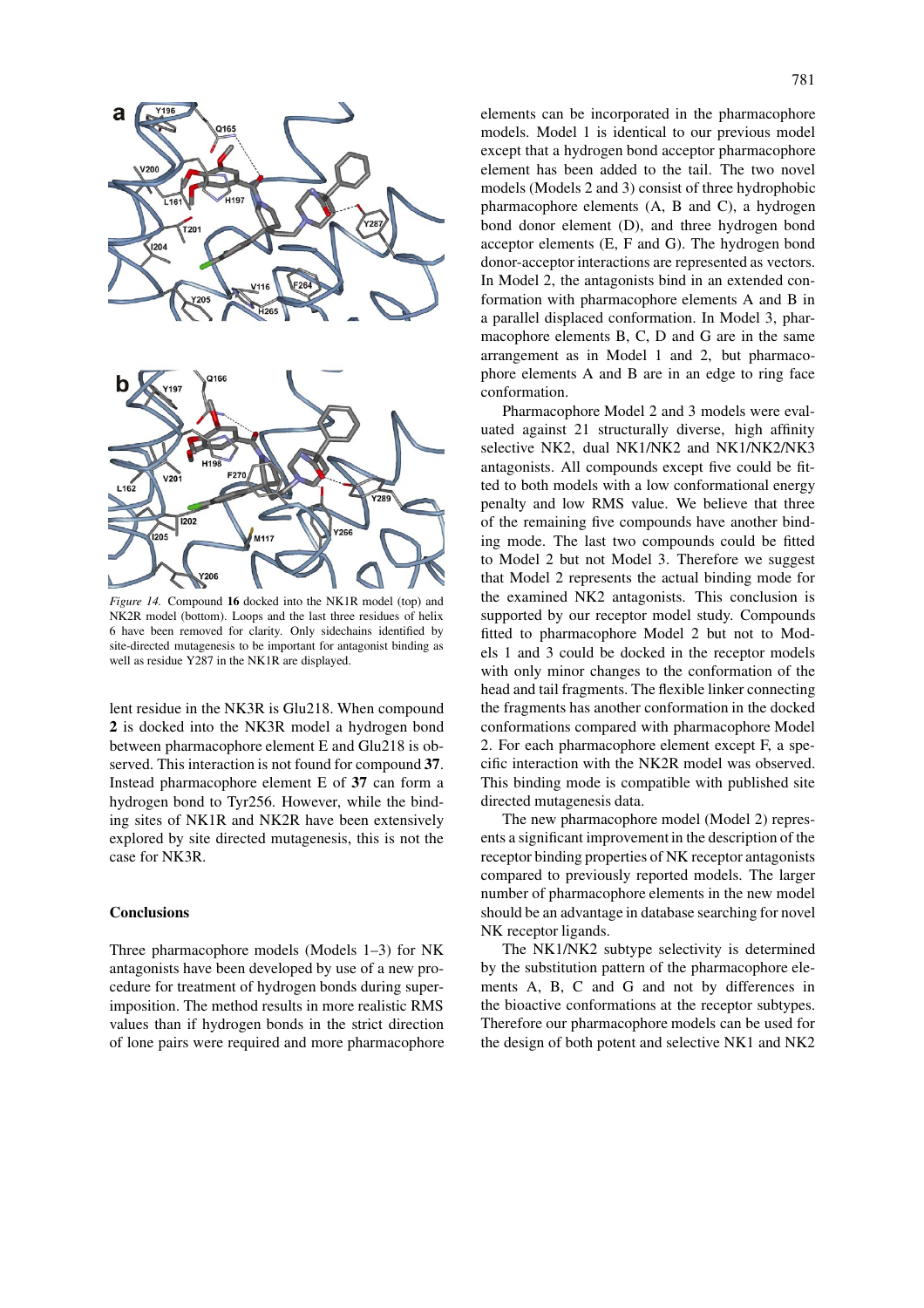*Figure 14.* Compound **16** docked into the NK1R model (top) and NK2R model (bottom). Loops and the last three residues of helix 6 have been removed for clarity. Only sidechains identified by site-directed mutagenesis to be important for antagonist binding as well as residue Y287 in the NK1R are displayed.

lent residue in the NK3R is Glu218. When compound **2** is docked into the NK3R model a hydrogen bond between pharmacophore element E and Glu218 is observed. This interaction is not found for compound **37**. Instead pharmacophore element E of **37** can form a hydrogen bond to Tyr256. However, while the binding sites of NK1R and NK2R have been extensively explored by site directed mutagenesis, this is not the case for NK3R.

## Conclusions

Three pharmacophore models (Models 1–3) for NK antagonists have been developed by use of a new procedure for treatment of hydrogen bonds during superimposition. The method results in more realistic RMS values than if hydrogen bonds in the strict direction of lone pairs were required and more pharmacophore elements can be incorporated in the pharmacophore models. Model 1 is identical to our previous model except that a hydrogen bond acceptor pharmacophore element has been added to the tail. The two novel models (Models 2 and 3) consist of three hydrophobic pharmacophore elements (A, B and C), a hydrogen bond donor element (D), and three hydrogen bond acceptor elements (E, F and G). The hydrogen bond donor-acceptor interactions are represented as vectors. In Model 2, the antagonists bind in an extended conformation with pharmacophore elements A and B in a parallel displaced conformation. In Model 3, pharmacophore elements B, C, D and G are in the same arrangement as in Model 1 and 2, but pharmacophore elements A and B are in an edge to ring face conformation.

Pharmacophore Model 2 and 3 models were evaluated against 21 structurally diverse, high affinity selective NK2, dual NK1/NK2 and NK1/NK2/NK3 antagonists. All compounds except five could be fitted to both models with a low conformational energy penalty and low RMS value. We believe that three of the remaining five compounds have another binding mode. The last two compounds could be fitted to Model 2 but not Model 3. Therefore we suggest that Model 2 represents the actual binding mode for the examined NK2 antagonists. This conclusion is supported by our receptor model study. Compounds fitted to pharmacophore Model 2 but not to Models 1 and 3 could be docked in the receptor models with only minor changes to the conformation of the head and tail fragments. The flexible linker connecting the fragments has another conformation in the docked conformations compared with pharmacophore Model 2. For each pharmacophore element except F, a specific interaction with the NK2R model was observed. This binding mode is compatible with published site directed mutagenesis data.

The new pharmacophore model (Model 2) represents a significant improvement in the description of the receptor binding properties of NK receptor antagonists compared to previously reported models. The larger number of pharmacophore elements in the new model should be an advantage in database searching for novel NK receptor ligands.

The NK1/NK2 subtype selectivity is determined by the substitution pattern of the pharmacophore elements A, B, C and G and not by differences in the bioactive conformations at the receptor subtypes. Therefore our pharmacophore models can be used for the design of both potent and selective NK1 and NK2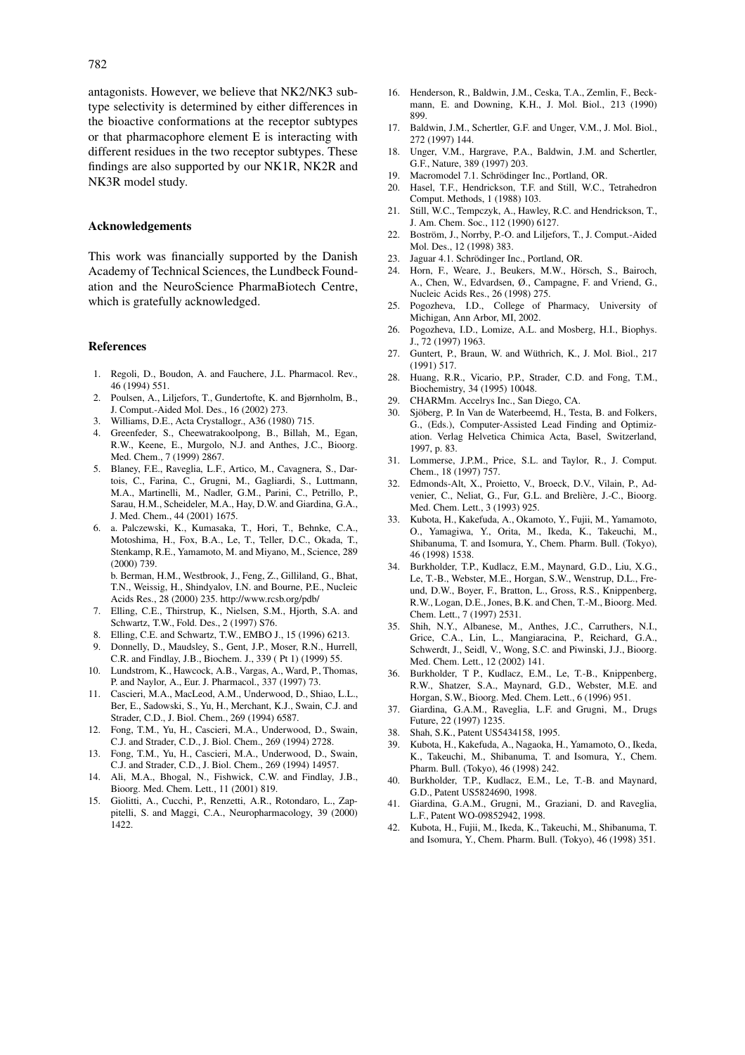antagonists. However, we believe that NK2/NK3 subtype selectivity is determined by either differences in the bioactive conformations at the receptor subtypes or that pharmacophore element E is interacting with different residues in the two receptor subtypes. These findings are also supported by our NK1R, NK2R and NK3R model study.

## Acknowledgements

This work was financially supported by the Danish Academy of Technical Sciences, the Lundbeck Foundation and the NeuroScience PharmaBiotech Centre, which is gratefully acknowledged.

## References

1. Regoli, D., Boudon, A. and Fauchere, J.L. Pharmacol. Rev., 46 (1994) 551.
2. Poulsen, A., Liljefors, T., Gundertofte, K. and Bjørnholm, B., J. Comput.-Aided Mol. Des., 16 (2002) 273.
3. Williams, D.E., Acta Crystallogr., A36 (1980) 715.
4. Greenfeder, S., Cheewatrakoolpong, B., Billah, M., Egan, R.W., Keene, E., Murgolo, N.J. and Anthes, J.C., Bioorg. Med. Chem., 7 (1999) 2867.
5. Blaney, F.E., Raveglia, L.F., Artico, M., Cavagnera, S., Dartois, C., Farina, C., Grugni, M., Gagliardi, S., Luttmann, M.A., Martinelli, M., Nadler, G.M., Parini, C., Petrillo, P., Sarau, H.M., Scheideler, M.A., Hay, D.W. and Giardina, G.A., J. Med. Chem., 44 (2001) 1675.
6. a. Palczewski, K., Kumasaka, T., Hori, T., Behnke, C.A., Motoshima, H., Fox, B.A., Le, T., Teller, D.C., Okada, T., Stenkamp, R.E., Yamamoto, M. and Miyano, M., Science, 289 (2000) 739.
   b. Berman, H.M., Westbrook, J., Feng, Z., Gilliland, G., Bhat, T.N., Weissig, H., Shindyalov, I.N. and Bourne, P.E., Nucleic Acids Res., 28 (2000) 235. http://www.rcsb.org/pdb/
7. Elling, C.E., Thirstrup, K., Nielsen, S.M., Hjorth, S.A. and Schwartz, T.W., Fold. Des., 2 (1997) S76.
8. Elling, C.E. and Schwartz, T.W., EMBO J., 15 (1996) 6213.
9. Donnelly, D., Maudsley, S., Gent, J.P., Moser, R.N., Hurrell, C.R. and Findlay, J.B., Biochem. J., 339 ( Pt 1) (1999) 55.
10. Lundstrom, K., Hawcock, A.B., Vargas, A., Ward, P., Thomas, P. and Naylor, A., Eur. J. Pharmacol., 337 (1997) 73.
11. Cascieri, M.A., MacLeod, A.M., Underwood, D., Shiao, L.L., Ber, E., Sadowski, S., Yu, H., Merchant, K.J., Swain, C.J. and Strader, C.D., J. Biol. Chem., 269 (1994) 6587.
12. Fong, T.M., Yu, H., Cascieri, M.A., Underwood, D., Swain, C.J. and Strader, C.D., J. Biol. Chem., 269 (1994) 2728.
13. Fong, T.M., Yu, H., Cascieri, M.A., Underwood, D., Swain, C.J. and Strader, C.D., J. Biol. Chem., 269 (1994) 14957.
14. Ali, M.A., Bhogal, N., Fishwick, C.W. and Findlay, J.B., Bioorg. Med. Chem. Lett., 11 (2001) 819.
15. Giolitti, A., Cucchi, P., Renzetti, A.R., Rotondaro, L., Zappitelli, S. and Maggi, C.A., Neuropharmacology, 39 (2000) 1422.
16. Henderson, R., Baldwin, J.M., Ceska, T.A., Zemlin, F., Beckmann, E. and Downing, K.H., J. Mol. Biol., 213 (1990) 899.
17. Baldwin, J.M., Schertler, G.F. and Unger, V.M., J. Mol. Biol., 272 (1997) 144.
18. Unger, V.M., Hargrave, P.A., Baldwin, J.M. and Schertler, G.F., Nature, 389 (1997) 203.
19. Macromodel 7.1. Schrödinger Inc., Portland, OR.
20. Hasel, T.F., Hendrickson, T.F. and Still, W.C., Tetrahedron Comput. Methods, 1 (1988) 103.
21. Still, W.C., Tempczyk, A., Hawley, R.C. and Hendrickson, T., J. Am. Chem. Soc., 112 (1990) 6127.
22. Boström, J., Norrby, P.-O. and Liljefors, T., J. Comput.-Aided Mol. Des., 12 (1998) 383.
23. Jaguar 4.1. Schrödinger Inc., Portland, OR.
24. Horn, F., Weare, J., Beukers, M.W., Hörsch, S., Bairoch, A., Chen, W., Edvardsen, Ø., Campagne, F. and Vriend, G., Nucleic Acids Res., 26 (1998) 275.
25. Pogozheva, I.D., College of Pharmacy, University of Michigan, Ann Arbor, MI, 2002.
26. Pogozheva, I.D., Lomize, A.L. and Mosberg, H.I., Biophys. J., 72 (1997) 1963.
27. Guntert, P., Braun, W. and Wüthrich, K., J. Mol. Biol., 217 (1991) 517.
28. Huang, R.R., Vicario, P.P., Strader, C.D. and Fong, T.M., Biochemistry, 34 (1995) 10048.
29. CHARMm. Accelrys Inc., San Diego, CA.
30. Sjöberg, P. In Van de Waterbeemd, H., Testa, B. and Folkers, G., (Eds.), Computer-Assisted Lead Finding and Optimization. Verlag Helvetica Chimica Acta, Basel, Switzerland, 1997, p. 83.
31. Lommerse, J.P.M., Price, S.L. and Taylor, R., J. Comput. Chem., 18 (1997) 757.
32. Edmonds-Alt, X., Proietto, V., Broeck, D.V., Vilain, P., Advenier, C., Neliat, G., Fur, G.L. and Brelière, J.-C., Bioorg. Med. Chem. Lett., 3 (1993) 925.
33. Kubota, H., Kakefuda, A., Okamoto, Y., Fujii, M., Yamamoto, O., Yamagiwa, Y., Orita, M., Ikeda, K., Takeuchi, M., Shibanuma, T. and Isomura, Y., Chem. Pharm. Bull. (Tokyo), 46 (1998) 1538.
34. Burkholder, T.P., Kudlacz, E.M., Maynard, G.D., Liu, X.G., Le, T.-B., Webster, M.E., Horgan, S.W., Wenstrup, D.L., Freund, D.W., Boyer, F., Bratton, L., Gross, R.S., Knippenberg, R.W., Logan, D.E., Jones, B.K. and Chen, T.-M., Bioorg. Med. Chem. Lett., 7 (1997) 2531.
35. Shih, N.Y., Albanese, M., Anthes, J.C., Carruthers, N.I., Grice, C.A., Lin, L., Mangiaracina, P., Reichard, G.A., Schwerdt, J., Seidl, V., Wong, S.C. and Piwinski, J.J., Bioorg. Med. Chem. Lett., 12 (2002) 141.
36. Burkholder, T P., Kudlacz, E.M., Le, T.-B., Knippenberg, R.W., Shatzer, S.A., Maynard, G.D., Webster, M.E. and Horgan, S.W., Bioorg. Med. Chem. Lett., 6 (1996) 951.
37. Giardina, G.A.M., Raveglia, L.F. and Grugni, M., Drugs Future, 22 (1997) 1235.
38. Shah, S.K., Patent US5434158, 1995.
39. Kubota, H., Kakefuda, A., Nagaoka, H., Yamamoto, O., Ikeda, K., Takeuchi, M., Shibanuma, T. and Isomura, Y., Chem. Pharm. Bull. (Tokyo), 46 (1998) 242.
40. Burkholder, T.P., Kudlacz, E.M., Le, T.-B. and Maynard, G.D., Patent US5824690, 1998.
41. Giardina, G.A.M., Grugni, M., Graziani, D. and Raveglia, L.F., Patent WO-09852942, 1998.
42. Kubota, H., Fujii, M., Ikeda, K., Takeuchi, M., Shibanuma, T. and Isomura, Y., Chem. Pharm. Bull. (Tokyo), 46 (1998) 351.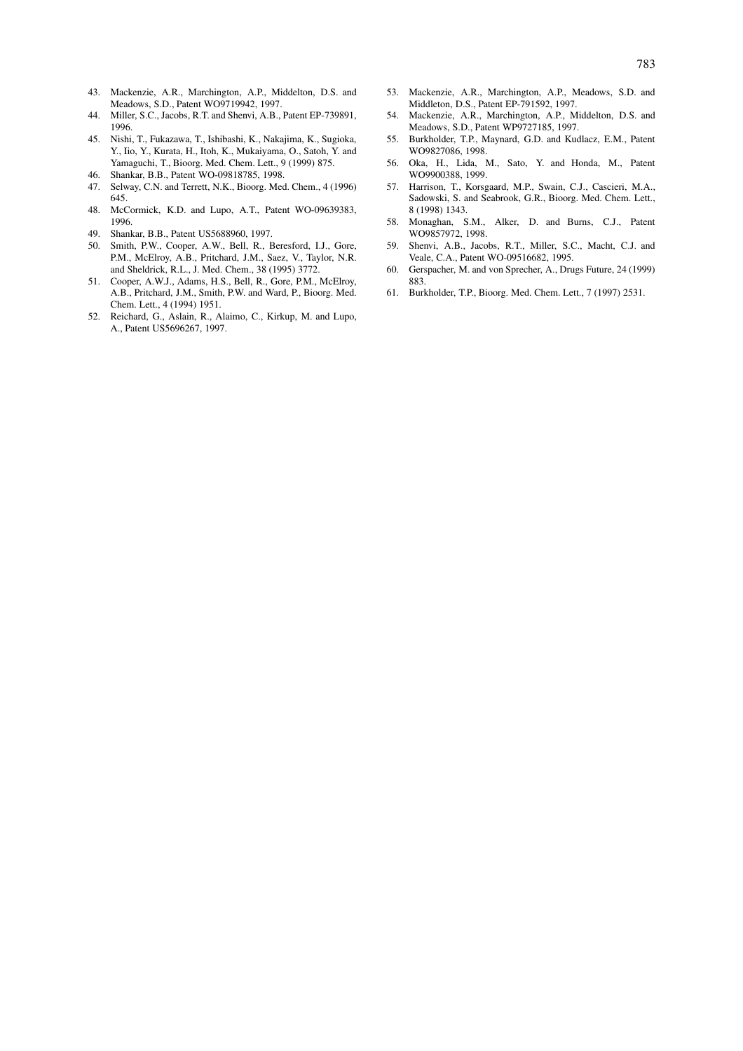43. Mackenzie, A.R., Marchington, A.P., Middelton, D.S. and Meadows, S.D., Patent WO9719942, 1997.
44. Miller, S.C., Jacobs, R.T. and Shenvi, A.B., Patent EP-739891, 1996.
45. Nishi, T., Fukazawa, T., Ishibashi, K., Nakajima, K., Sugioka, Y., Iio, Y., Kurata, H., Itoh, K., Mukaiyama, O., Satoh, Y. and Yamaguchi, T., Bioorg. Med. Chem. Lett., 9 (1999) 875.
46. Shankar, B.B., Patent WO-09818785, 1998.
47. Selway, C.N. and Terrett, N.K., Bioorg. Med. Chem., 4 (1996) 645.
48. McCormick, K.D. and Lupo, A.T., Patent WO-09639383, 1996.
49. Shankar, B.B., Patent US5688960, 1997.
50. Smith, P.W., Cooper, A.W., Bell, R., Beresford, I.J., Gore, P.M., McElroy, A.B., Pritchard, J.M., Saez, V., Taylor, N.R. and Sheldrick, R.L., J. Med. Chem., 38 (1995) 3772.
51. Cooper, A.W.J., Adams, H.S., Bell, R., Gore, P.M., McElroy, A.B., Pritchard, J.M., Smith, P.W. and Ward, P., Bioorg. Med. Chem. Lett., 4 (1994) 1951.
52. Reichard, G., Aslain, R., Alaimo, C., Kirkup, M. and Lupo, A., Patent US5696267, 1997.
53. Mackenzie, A.R., Marchington, A.P., Meadows, S.D. and Middleton, D.S., Patent EP-791592, 1997.
54. Mackenzie, A.R., Marchington, A.P., Middelton, D.S. and Meadows, S.D., Patent WP9727185, 1997.
55. Burkholder, T.P., Maynard, G.D. and Kudlacz, E.M., Patent WO9827086, 1998.
56. Oka, H., Lida, M., Sato, Y. and Honda, M., Patent WO9900388, 1999.
57. Harrison, T., Korsgaard, M.P., Swain, C.J., Cascieri, M.A., Sadowski, S. and Seabrook, G.R., Bioorg. Med. Chem. Lett., 8 (1998) 1343.
58. Monaghan, S.M., Alker, D. and Burns, C.J., Patent WO9857972, 1998.
59. Shenvi, A.B., Jacobs, R.T., Miller, S.C., Macht, C.J. and Veale, C.A., Patent WO-09516682, 1995.
60. Gerspacher, M. and von Sprecher, A., Drugs Future, 24 (1999) 883.
61. Burkholder, T.P., Bioorg. Med. Chem. Lett., 7 (1997) 2531.